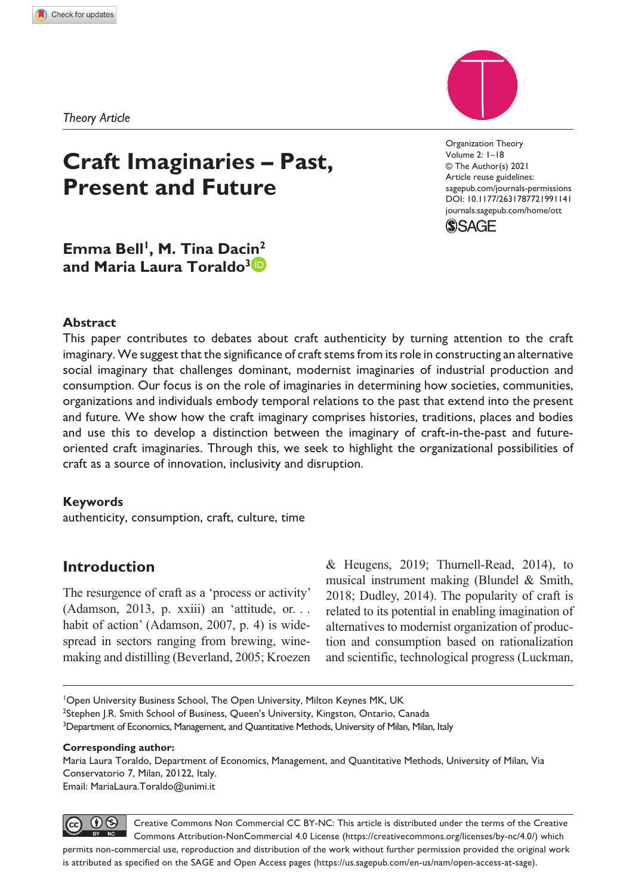Theory Article

# Craft Imaginaries – Past, Present and Future

Organization Theory
Volume 2: 1–18
© The Author(s) 2021
Article reuse guidelines: sagepub.com/journals-permissions
DOI: 10.1177/26317877211991141
journals.sagepub.com/home/ott

**Emma Bell[1], M. Tina Dacin[2] and Maria Laura Toraldo[3]**

### Abstract

This paper contributes to debates about craft authenticity by turning attention to the craft imaginary. We suggest that the significance of craft stems from its role in constructing an alternative social imaginary that challenges dominant, modernist imaginaries of industrial production and consumption. Our focus is on the role of imaginaries in determining how societies, communities, organizations and individuals embody temporal relations to the past that extend into the present and future. We show how the craft imaginary comprises histories, traditions, places and bodies and use this to develop a distinction between the imaginary of craft-in-the-past and future-oriented craft imaginaries. Through this, we seek to highlight the organizational possibilities of craft as a source of innovation, inclusivity and disruption.

### Keywords

authenticity, consumption, craft, culture, time

## Introduction

The resurgence of craft as a 'process or activity' (Adamson, 2013, p. xxiii) an 'attitude, or. . . habit of action' (Adamson, 2007, p. 4) is widespread in sectors ranging from brewing, winemaking and distilling (Beverland, 2005; Kroezen & Heugens, 2019; Thurnell-Read, 2014), to musical instrument making (Blundel & Smith, 2018; Dudley, 2014). The popularity of craft is related to its potential in enabling imagination of alternatives to modernist organization of production and consumption based on rationalization and scientific, technological progress (Luckman,

[1]Open University Business School, The Open University, Milton Keynes MK, UK
[2]Stephen J.R. Smith School of Business, Queen's University, Kingston, Ontario, Canada
[3]Department of Economics, Management, and Quantitative Methods, University of Milan, Milan, Italy

**Corresponding author:**
Maria Laura Toraldo, Department of Economics, Management, and Quantitative Methods, University of Milan, Via Conservatorio 7, Milan, 20122, Italy.
Email: MariaLaura.Toraldo@unimi.it

Creative Commons Non Commercial CC BY-NC: This article is distributed under the terms of the Creative Commons Attribution-NonCommercial 4.0 License (https://creativecommons.org/licenses/by-nc/4.0/) which permits non-commercial use, reproduction and distribution of the work without further permission provided the original work is attributed as specified on the SAGE and Open Access pages (https://us.sagepub.com/en-us/nam/open-access-at-sage).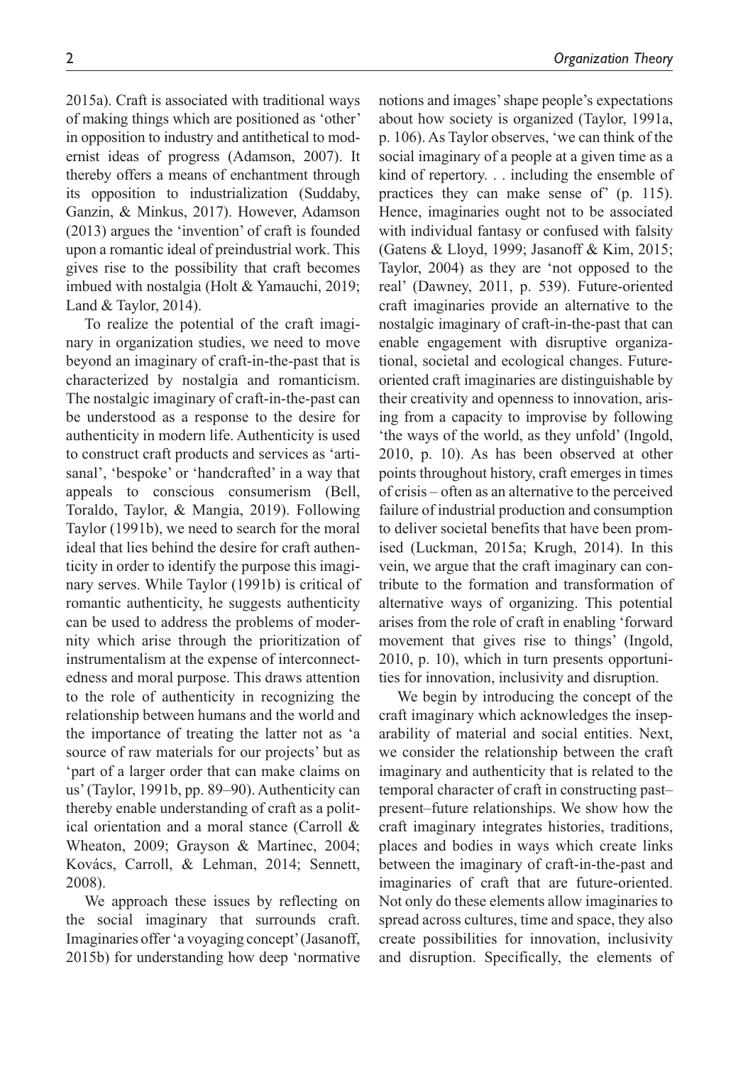2015a). Craft is associated with traditional ways of making things which are positioned as 'other' in opposition to industry and antithetical to modernist ideas of progress (Adamson, 2007). It thereby offers a means of enchantment through its opposition to industrialization (Suddaby, Ganzin, & Minkus, 2017). However, Adamson (2013) argues the 'invention' of craft is founded upon a romantic ideal of preindustrial work. This gives rise to the possibility that craft becomes imbued with nostalgia (Holt & Yamauchi, 2019; Land & Taylor, 2014).

To realize the potential of the craft imaginary in organization studies, we need to move beyond an imaginary of craft-in-the-past that is characterized by nostalgia and romanticism. The nostalgic imaginary of craft-in-the-past can be understood as a response to the desire for authenticity in modern life. Authenticity is used to construct craft products and services as 'artisanal', 'bespoke' or 'handcrafted' in a way that appeals to conscious consumerism (Bell, Toraldo, Taylor, & Mangia, 2019). Following Taylor (1991b), we need to search for the moral ideal that lies behind the desire for craft authenticity in order to identify the purpose this imaginary serves. While Taylor (1991b) is critical of romantic authenticity, he suggests authenticity can be used to address the problems of modernity which arise through the prioritization of instrumentalism at the expense of interconnectedness and moral purpose. This draws attention to the role of authenticity in recognizing the relationship between humans and the world and the importance of treating the latter not as 'a source of raw materials for our projects' but as 'part of a larger order that can make claims on us' (Taylor, 1991b, pp. 89–90). Authenticity can thereby enable understanding of craft as a political orientation and a moral stance (Carroll & Wheaton, 2009; Grayson & Martinec, 2004; Kovács, Carroll, & Lehman, 2014; Sennett, 2008).

We approach these issues by reflecting on the social imaginary that surrounds craft. Imaginaries offer 'a voyaging concept' (Jasanoff, 2015b) for understanding how deep 'normative notions and images' shape people's expectations about how society is organized (Taylor, 1991a, p. 106). As Taylor observes, 'we can think of the social imaginary of a people at a given time as a kind of repertory. . . including the ensemble of practices they can make sense of' (p. 115). Hence, imaginaries ought not to be associated with individual fantasy or confused with falsity (Gatens & Lloyd, 1999; Jasanoff & Kim, 2015; Taylor, 2004) as they are 'not opposed to the real' (Dawney, 2011, p. 539). Future-oriented craft imaginaries provide an alternative to the nostalgic imaginary of craft-in-the-past that can enable engagement with disruptive organizational, societal and ecological changes. Future-oriented craft imaginaries are distinguishable by their creativity and openness to innovation, arising from a capacity to improvise by following 'the ways of the world, as they unfold' (Ingold, 2010, p. 10). As has been observed at other points throughout history, craft emerges in times of crisis – often as an alternative to the perceived failure of industrial production and consumption to deliver societal benefits that have been promised (Luckman, 2015a; Krugh, 2014). In this vein, we argue that the craft imaginary can contribute to the formation and transformation of alternative ways of organizing. This potential arises from the role of craft in enabling 'forward movement that gives rise to things' (Ingold, 2010, p. 10), which in turn presents opportunities for innovation, inclusivity and disruption.

We begin by introducing the concept of the craft imaginary which acknowledges the inseparability of material and social entities. Next, we consider the relationship between the craft imaginary and authenticity that is related to the temporal character of craft in constructing past–present–future relationships. We show how the craft imaginary integrates histories, traditions, places and bodies in ways which create links between the imaginary of craft-in-the-past and imaginaries of craft that are future-oriented. Not only do these elements allow imaginaries to spread across cultures, time and space, they also create possibilities for innovation, inclusivity and disruption. Specifically, the elements of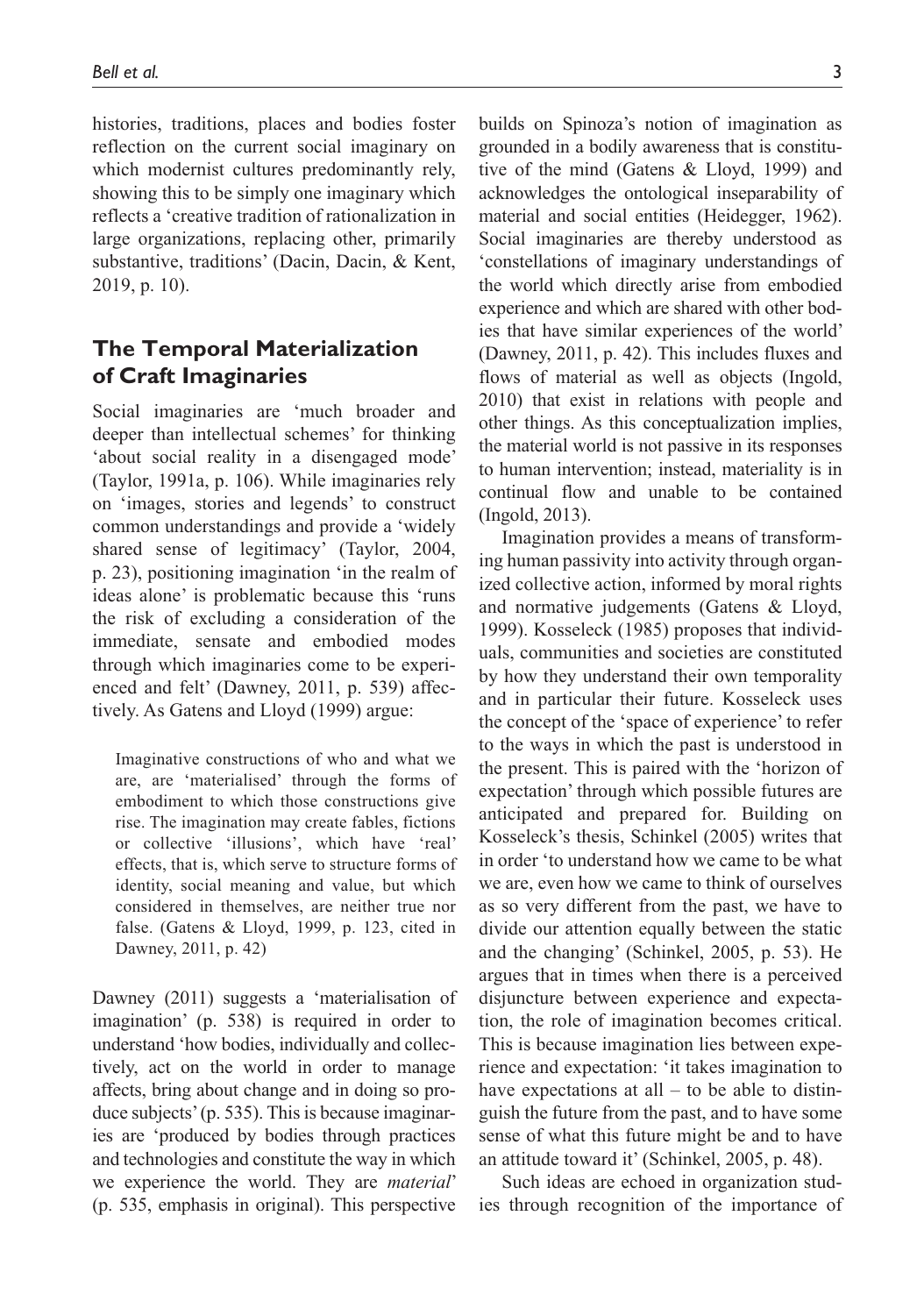histories, traditions, places and bodies foster reflection on the current social imaginary on which modernist cultures predominantly rely, showing this to be simply one imaginary which reflects a 'creative tradition of rationalization in large organizations, replacing other, primarily substantive, traditions' (Dacin, Dacin, & Kent, 2019, p. 10).

## The Temporal Materialization of Craft Imaginaries

Social imaginaries are 'much broader and deeper than intellectual schemes' for thinking 'about social reality in a disengaged mode' (Taylor, 1991a, p. 106). While imaginaries rely on 'images, stories and legends' to construct common understandings and provide a 'widely shared sense of legitimacy' (Taylor, 2004, p. 23), positioning imagination 'in the realm of ideas alone' is problematic because this 'runs the risk of excluding a consideration of the immediate, sensate and embodied modes through which imaginaries come to be experienced and felt' (Dawney, 2011, p. 539) affectively. As Gatens and Lloyd (1999) argue:

> Imaginative constructions of who and what we are, are 'materialised' through the forms of embodiment to which those constructions give rise. The imagination may create fables, fictions or collective 'illusions', which have 'real' effects, that is, which serve to structure forms of identity, social meaning and value, but which considered in themselves, are neither true nor false. (Gatens & Lloyd, 1999, p. 123, cited in Dawney, 2011, p. 42)

Dawney (2011) suggests a 'materialisation of imagination' (p. 538) is required in order to understand 'how bodies, individually and collectively, act on the world in order to manage affects, bring about change and in doing so produce subjects' (p. 535). This is because imaginaries are 'produced by bodies through practices and technologies and constitute the way in which we experience the world. They are *material*' (p. 535, emphasis in original). This perspective builds on Spinoza's notion of imagination as grounded in a bodily awareness that is constitutive of the mind (Gatens & Lloyd, 1999) and acknowledges the ontological inseparability of material and social entities (Heidegger, 1962). Social imaginaries are thereby understood as 'constellations of imaginary understandings of the world which directly arise from embodied experience and which are shared with other bodies that have similar experiences of the world' (Dawney, 2011, p. 42). This includes fluxes and flows of material as well as objects (Ingold, 2010) that exist in relations with people and other things. As this conceptualization implies, the material world is not passive in its responses to human intervention; instead, materiality is in continual flow and unable to be contained (Ingold, 2013).

Imagination provides a means of transforming human passivity into activity through organized collective action, informed by moral rights and normative judgements (Gatens & Lloyd, 1999). Kosseleck (1985) proposes that individuals, communities and societies are constituted by how they understand their own temporality and in particular their future. Kosseleck uses the concept of the 'space of experience' to refer to the ways in which the past is understood in the present. This is paired with the 'horizon of expectation' through which possible futures are anticipated and prepared for. Building on Kosseleck's thesis, Schinkel (2005) writes that in order 'to understand how we came to be what we are, even how we came to think of ourselves as so very different from the past, we have to divide our attention equally between the static and the changing' (Schinkel, 2005, p. 53). He argues that in times when there is a perceived disjuncture between experience and expectation, the role of imagination becomes critical. This is because imagination lies between experience and expectation: 'it takes imagination to have expectations at all – to be able to distinguish the future from the past, and to have some sense of what this future might be and to have an attitude toward it' (Schinkel, 2005, p. 48).

Such ideas are echoed in organization studies through recognition of the importance of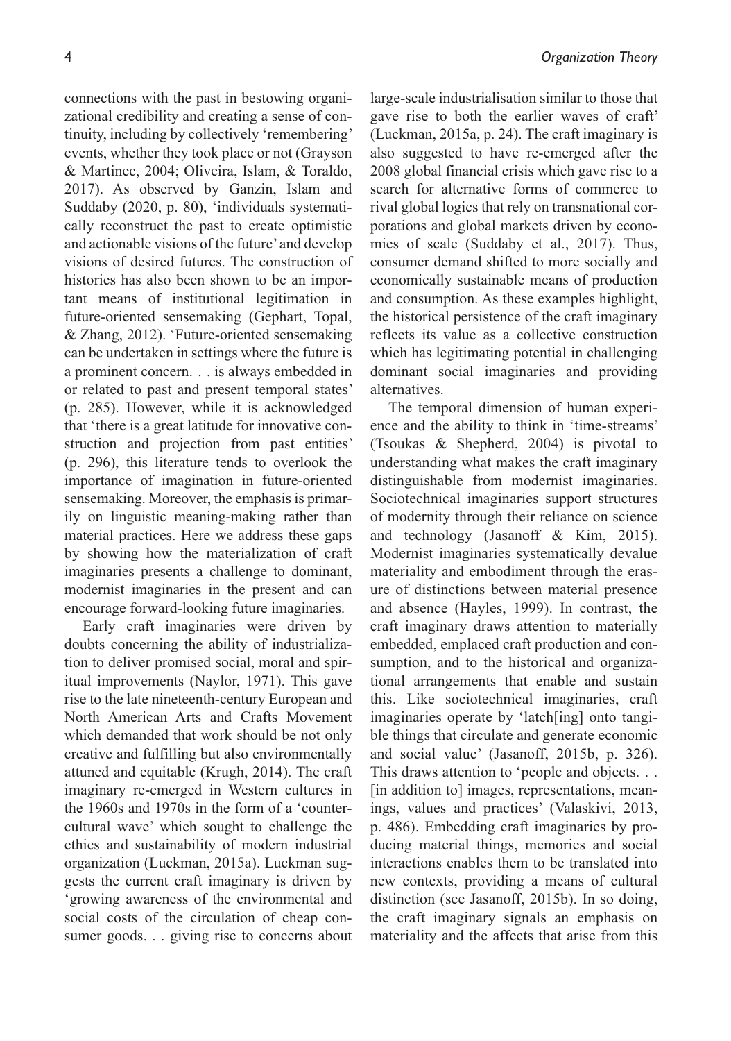connections with the past in bestowing organizational credibility and creating a sense of continuity, including by collectively 'remembering' events, whether they took place or not (Grayson & Martinec, 2004; Oliveira, Islam, & Toraldo, 2017). As observed by Ganzin, Islam and Suddaby (2020, p. 80), 'individuals systematically reconstruct the past to create optimistic and actionable visions of the future' and develop visions of desired futures. The construction of histories has also been shown to be an important means of institutional legitimation in future-oriented sensemaking (Gephart, Topal, & Zhang, 2012). 'Future-oriented sensemaking can be undertaken in settings where the future is a prominent concern. . . is always embedded in or related to past and present temporal states' (p. 285). However, while it is acknowledged that 'there is a great latitude for innovative construction and projection from past entities' (p. 296), this literature tends to overlook the importance of imagination in future-oriented sensemaking. Moreover, the emphasis is primarily on linguistic meaning-making rather than material practices. Here we address these gaps by showing how the materialization of craft imaginaries presents a challenge to dominant, modernist imaginaries in the present and can encourage forward-looking future imaginaries.

Early craft imaginaries were driven by doubts concerning the ability of industrialization to deliver promised social, moral and spiritual improvements (Naylor, 1971). This gave rise to the late nineteenth-century European and North American Arts and Crafts Movement which demanded that work should be not only creative and fulfilling but also environmentally attuned and equitable (Krugh, 2014). The craft imaginary re-emerged in Western cultures in the 1960s and 1970s in the form of a 'countercultural wave' which sought to challenge the ethics and sustainability of modern industrial organization (Luckman, 2015a). Luckman suggests the current craft imaginary is driven by 'growing awareness of the environmental and social costs of the circulation of cheap consumer goods. . . giving rise to concerns about large-scale industrialisation similar to those that gave rise to both the earlier waves of craft' (Luckman, 2015a, p. 24). The craft imaginary is also suggested to have re-emerged after the 2008 global financial crisis which gave rise to a search for alternative forms of commerce to rival global logics that rely on transnational corporations and global markets driven by economies of scale (Suddaby et al., 2017). Thus, consumer demand shifted to more socially and economically sustainable means of production and consumption. As these examples highlight, the historical persistence of the craft imaginary reflects its value as a collective construction which has legitimating potential in challenging dominant social imaginaries and providing alternatives.

The temporal dimension of human experience and the ability to think in 'time-streams' (Tsoukas & Shepherd, 2004) is pivotal to understanding what makes the craft imaginary distinguishable from modernist imaginaries. Sociotechnical imaginaries support structures of modernity through their reliance on science and technology (Jasanoff & Kim, 2015). Modernist imaginaries systematically devalue materiality and embodiment through the erasure of distinctions between material presence and absence (Hayles, 1999). In contrast, the craft imaginary draws attention to materially embedded, emplaced craft production and consumption, and to the historical and organizational arrangements that enable and sustain this. Like sociotechnical imaginaries, craft imaginaries operate by 'latch[ing] onto tangible things that circulate and generate economic and social value' (Jasanoff, 2015b, p. 326). This draws attention to 'people and objects. . . [in addition to] images, representations, meanings, values and practices' (Valaskivi, 2013, p. 486). Embedding craft imaginaries by producing material things, memories and social interactions enables them to be translated into new contexts, providing a means of cultural distinction (see Jasanoff, 2015b). In so doing, the craft imaginary signals an emphasis on materiality and the affects that arise from this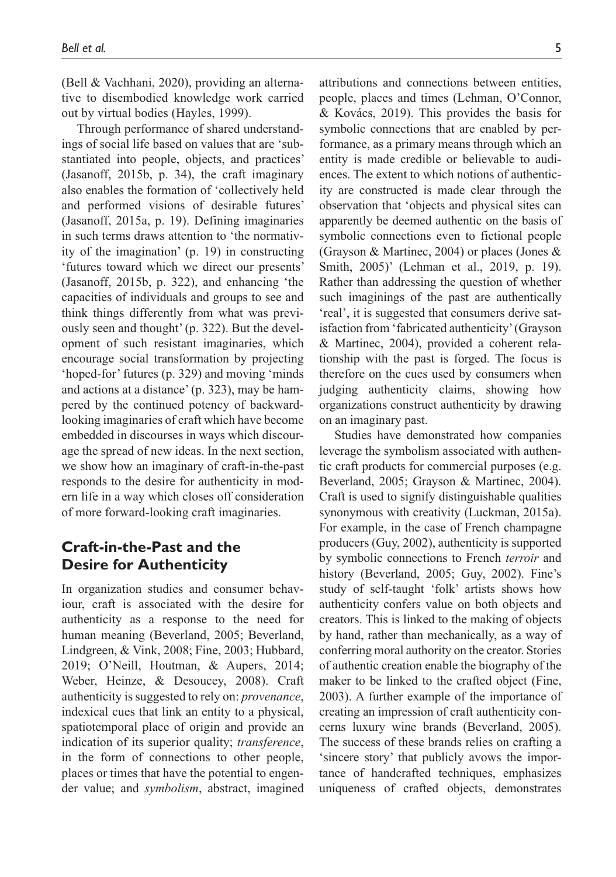(Bell & Vachhani, 2020), providing an alternative to disembodied knowledge work carried out by virtual bodies (Hayles, 1999).

Through performance of shared understandings of social life based on values that are 'substantiated into people, objects, and practices' (Jasanoff, 2015b, p. 34), the craft imaginary also enables the formation of 'collectively held and performed visions of desirable futures' (Jasanoff, 2015a, p. 19). Defining imaginaries in such terms draws attention to 'the normativity of the imagination' (p. 19) in constructing 'futures toward which we direct our presents' (Jasanoff, 2015b, p. 322), and enhancing 'the capacities of individuals and groups to see and think things differently from what was previously seen and thought' (p. 322). But the development of such resistant imaginaries, which encourage social transformation by projecting 'hoped-for' futures (p. 329) and moving 'minds and actions at a distance' (p. 323), may be hampered by the continued potency of backward-looking imaginaries of craft which have become embedded in discourses in ways which discourage the spread of new ideas. In the next section, we show how an imaginary of craft-in-the-past responds to the desire for authenticity in modern life in a way which closes off consideration of more forward-looking craft imaginaries.

## Craft-in-the-Past and the Desire for Authenticity

In organization studies and consumer behaviour, craft is associated with the desire for authenticity as a response to the need for human meaning (Beverland, 2005; Beverland, Lindgreen, & Vink, 2008; Fine, 2003; Hubbard, 2019; O'Neill, Houtman, & Aupers, 2014; Weber, Heinze, & Desoucey, 2008). Craft authenticity is suggested to rely on: *provenance*, indexical cues that link an entity to a physical, spatiotemporal place of origin and provide an indication of its superior quality; *transference*, in the form of connections to other people, places or times that have the potential to engender value; and *symbolism*, abstract, imagined attributions and connections between entities, people, places and times (Lehman, O'Connor, & Kovács, 2019). This provides the basis for symbolic connections that are enabled by performance, as a primary means through which an entity is made credible or believable to audiences. The extent to which notions of authenticity are constructed is made clear through the observation that 'objects and physical sites can apparently be deemed authentic on the basis of symbolic connections even to fictional people (Grayson & Martinec, 2004) or places (Jones & Smith, 2005)' (Lehman et al., 2019, p. 19). Rather than addressing the question of whether such imaginings of the past are authentically 'real', it is suggested that consumers derive satisfaction from 'fabricated authenticity' (Grayson & Martinec, 2004), provided a coherent relationship with the past is forged. The focus is therefore on the cues used by consumers when judging authenticity claims, showing how organizations construct authenticity by drawing on an imaginary past.

Studies have demonstrated how companies leverage the symbolism associated with authentic craft products for commercial purposes (e.g. Beverland, 2005; Grayson & Martinec, 2004). Craft is used to signify distinguishable qualities synonymous with creativity (Luckman, 2015a). For example, in the case of French champagne producers (Guy, 2002), authenticity is supported by symbolic connections to French *terroir* and history (Beverland, 2005; Guy, 2002). Fine's study of self-taught 'folk' artists shows how authenticity confers value on both objects and creators. This is linked to the making of objects by hand, rather than mechanically, as a way of conferring moral authority on the creator. Stories of authentic creation enable the biography of the maker to be linked to the crafted object (Fine, 2003). A further example of the importance of creating an impression of craft authenticity concerns luxury wine brands (Beverland, 2005). The success of these brands relies on crafting a 'sincere story' that publicly avows the importance of handcrafted techniques, emphasizes uniqueness of crafted objects, demonstrates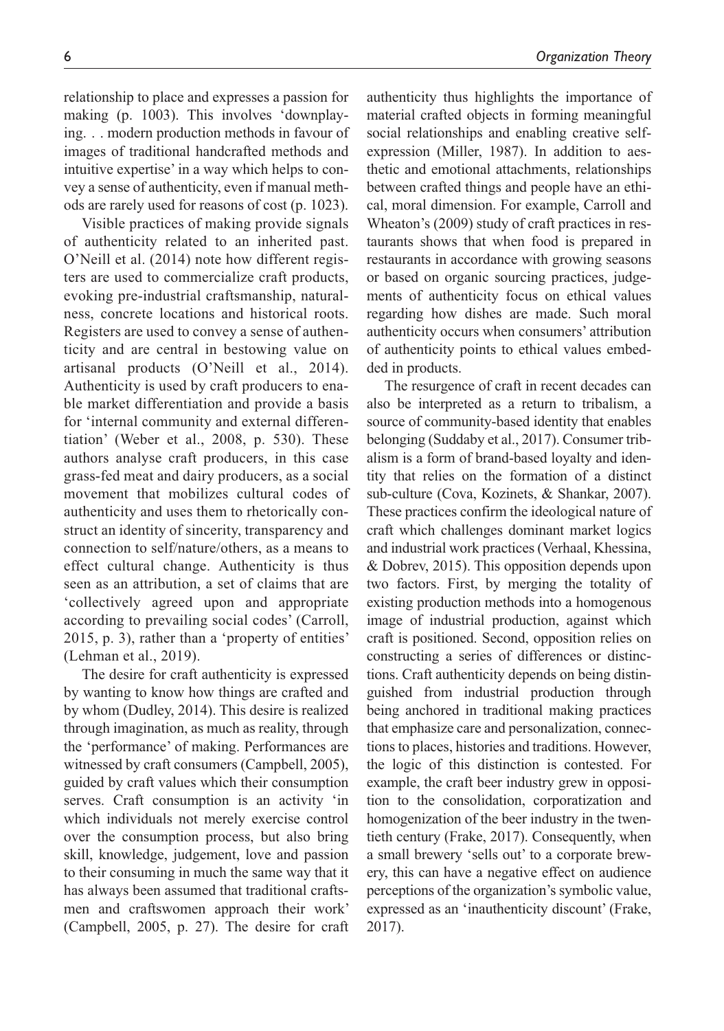relationship to place and expresses a passion for making (p. 1003). This involves 'downplaying. . . modern production methods in favour of images of traditional handcrafted methods and intuitive expertise' in a way which helps to convey a sense of authenticity, even if manual methods are rarely used for reasons of cost (p. 1023).

Visible practices of making provide signals of authenticity related to an inherited past. O'Neill et al. (2014) note how different registers are used to commercialize craft products, evoking pre-industrial craftsmanship, naturalness, concrete locations and historical roots. Registers are used to convey a sense of authenticity and are central in bestowing value on artisanal products (O'Neill et al., 2014). Authenticity is used by craft producers to enable market differentiation and provide a basis for 'internal community and external differentiation' (Weber et al., 2008, p. 530). These authors analyse craft producers, in this case grass-fed meat and dairy producers, as a social movement that mobilizes cultural codes of authenticity and uses them to rhetorically construct an identity of sincerity, transparency and connection to self/nature/others, as a means to effect cultural change. Authenticity is thus seen as an attribution, a set of claims that are 'collectively agreed upon and appropriate according to prevailing social codes' (Carroll, 2015, p. 3), rather than a 'property of entities' (Lehman et al., 2019).

The desire for craft authenticity is expressed by wanting to know how things are crafted and by whom (Dudley, 2014). This desire is realized through imagination, as much as reality, through the 'performance' of making. Performances are witnessed by craft consumers (Campbell, 2005), guided by craft values which their consumption serves. Craft consumption is an activity 'in which individuals not merely exercise control over the consumption process, but also bring skill, knowledge, judgement, love and passion to their consuming in much the same way that it has always been assumed that traditional craftsmen and craftswomen approach their work' (Campbell, 2005, p. 27). The desire for craft authenticity thus highlights the importance of material crafted objects in forming meaningful social relationships and enabling creative self-expression (Miller, 1987). In addition to aesthetic and emotional attachments, relationships between crafted things and people have an ethical, moral dimension. For example, Carroll and Wheaton's (2009) study of craft practices in restaurants shows that when food is prepared in restaurants in accordance with growing seasons or based on organic sourcing practices, judgements of authenticity focus on ethical values regarding how dishes are made. Such moral authenticity occurs when consumers' attribution of authenticity points to ethical values embedded in products.

The resurgence of craft in recent decades can also be interpreted as a return to tribalism, a source of community-based identity that enables belonging (Suddaby et al., 2017). Consumer tribalism is a form of brand-based loyalty and identity that relies on the formation of a distinct sub-culture (Cova, Kozinets, & Shankar, 2007). These practices confirm the ideological nature of craft which challenges dominant market logics and industrial work practices (Verhaal, Khessina, & Dobrev, 2015). This opposition depends upon two factors. First, by merging the totality of existing production methods into a homogenous image of industrial production, against which craft is positioned. Second, opposition relies on constructing a series of differences or distinctions. Craft authenticity depends on being distinguished from industrial production through being anchored in traditional making practices that emphasize care and personalization, connections to places, histories and traditions. However, the logic of this distinction is contested. For example, the craft beer industry grew in opposition to the consolidation, corporatization and homogenization of the beer industry in the twentieth century (Frake, 2017). Consequently, when a small brewery 'sells out' to a corporate brewery, this can have a negative effect on audience perceptions of the organization's symbolic value, expressed as an 'inauthenticity discount' (Frake, 2017).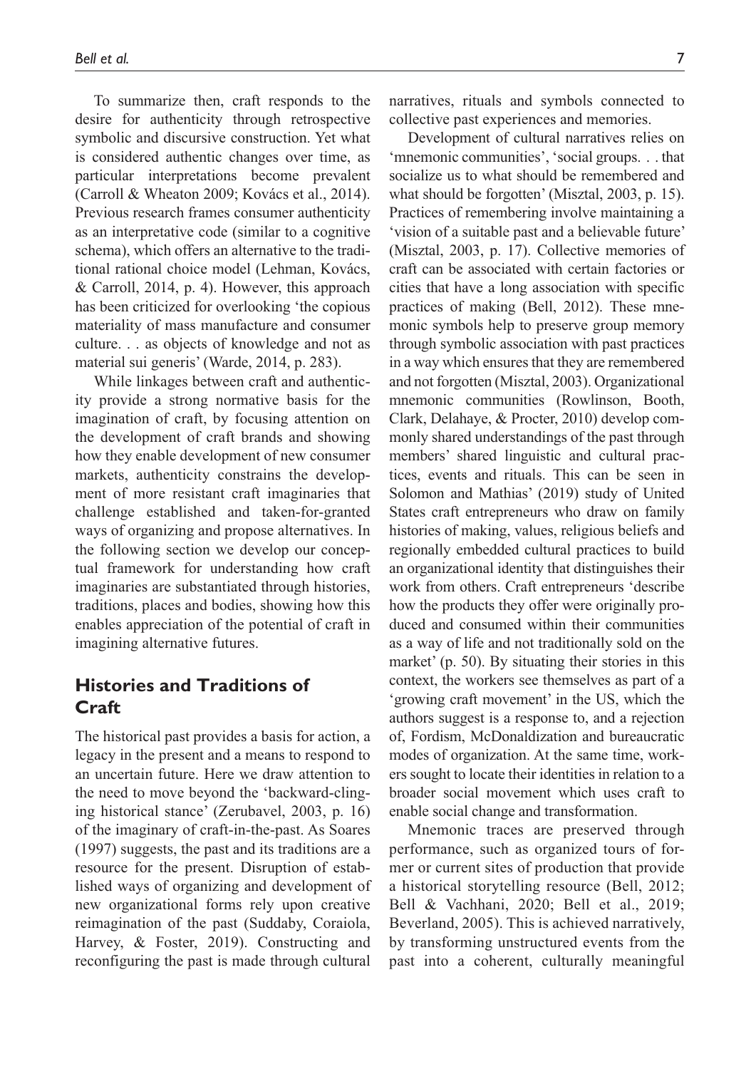To summarize then, craft responds to the desire for authenticity through retrospective symbolic and discursive construction. Yet what is considered authentic changes over time, as particular interpretations become prevalent (Carroll & Wheaton 2009; Kovács et al., 2014). Previous research frames consumer authenticity as an interpretative code (similar to a cognitive schema), which offers an alternative to the traditional rational choice model (Lehman, Kovács, & Carroll, 2014, p. 4). However, this approach has been criticized for overlooking 'the copious materiality of mass manufacture and consumer culture. . . as objects of knowledge and not as material sui generis' (Warde, 2014, p. 283).

While linkages between craft and authenticity provide a strong normative basis for the imagination of craft, by focusing attention on the development of craft brands and showing how they enable development of new consumer markets, authenticity constrains the development of more resistant craft imaginaries that challenge established and taken-for-granted ways of organizing and propose alternatives. In the following section we develop our conceptual framework for understanding how craft imaginaries are substantiated through histories, traditions, places and bodies, showing how this enables appreciation of the potential of craft in imagining alternative futures.

## Histories and Traditions of Craft

The historical past provides a basis for action, a legacy in the present and a means to respond to an uncertain future. Here we draw attention to the need to move beyond the 'backward-clinging historical stance' (Zerubavel, 2003, p. 16) of the imaginary of craft-in-the-past. As Soares (1997) suggests, the past and its traditions are a resource for the present. Disruption of established ways of organizing and development of new organizational forms rely upon creative reimagination of the past (Suddaby, Coraiola, Harvey, & Foster, 2019). Constructing and reconfiguring the past is made through cultural narratives, rituals and symbols connected to collective past experiences and memories.

Development of cultural narratives relies on 'mnemonic communities', 'social groups. . . that socialize us to what should be remembered and what should be forgotten' (Misztal, 2003, p. 15). Practices of remembering involve maintaining a 'vision of a suitable past and a believable future' (Misztal, 2003, p. 17). Collective memories of craft can be associated with certain factories or cities that have a long association with specific practices of making (Bell, 2012). These mnemonic symbols help to preserve group memory through symbolic association with past practices in a way which ensures that they are remembered and not forgotten (Misztal, 2003). Organizational mnemonic communities (Rowlinson, Booth, Clark, Delahaye, & Procter, 2010) develop commonly shared understandings of the past through members' shared linguistic and cultural practices, events and rituals. This can be seen in Solomon and Mathias' (2019) study of United States craft entrepreneurs who draw on family histories of making, values, religious beliefs and regionally embedded cultural practices to build an organizational identity that distinguishes their work from others. Craft entrepreneurs 'describe how the products they offer were originally produced and consumed within their communities as a way of life and not traditionally sold on the market' (p. 50). By situating their stories in this context, the workers see themselves as part of a 'growing craft movement' in the US, which the authors suggest is a response to, and a rejection of, Fordism, McDonaldization and bureaucratic modes of organization. At the same time, workers sought to locate their identities in relation to a broader social movement which uses craft to enable social change and transformation.

Mnemonic traces are preserved through performance, such as organized tours of former or current sites of production that provide a historical storytelling resource (Bell, 2012; Bell & Vachhani, 2020; Bell et al., 2019; Beverland, 2005). This is achieved narratively, by transforming unstructured events from the past into a coherent, culturally meaningful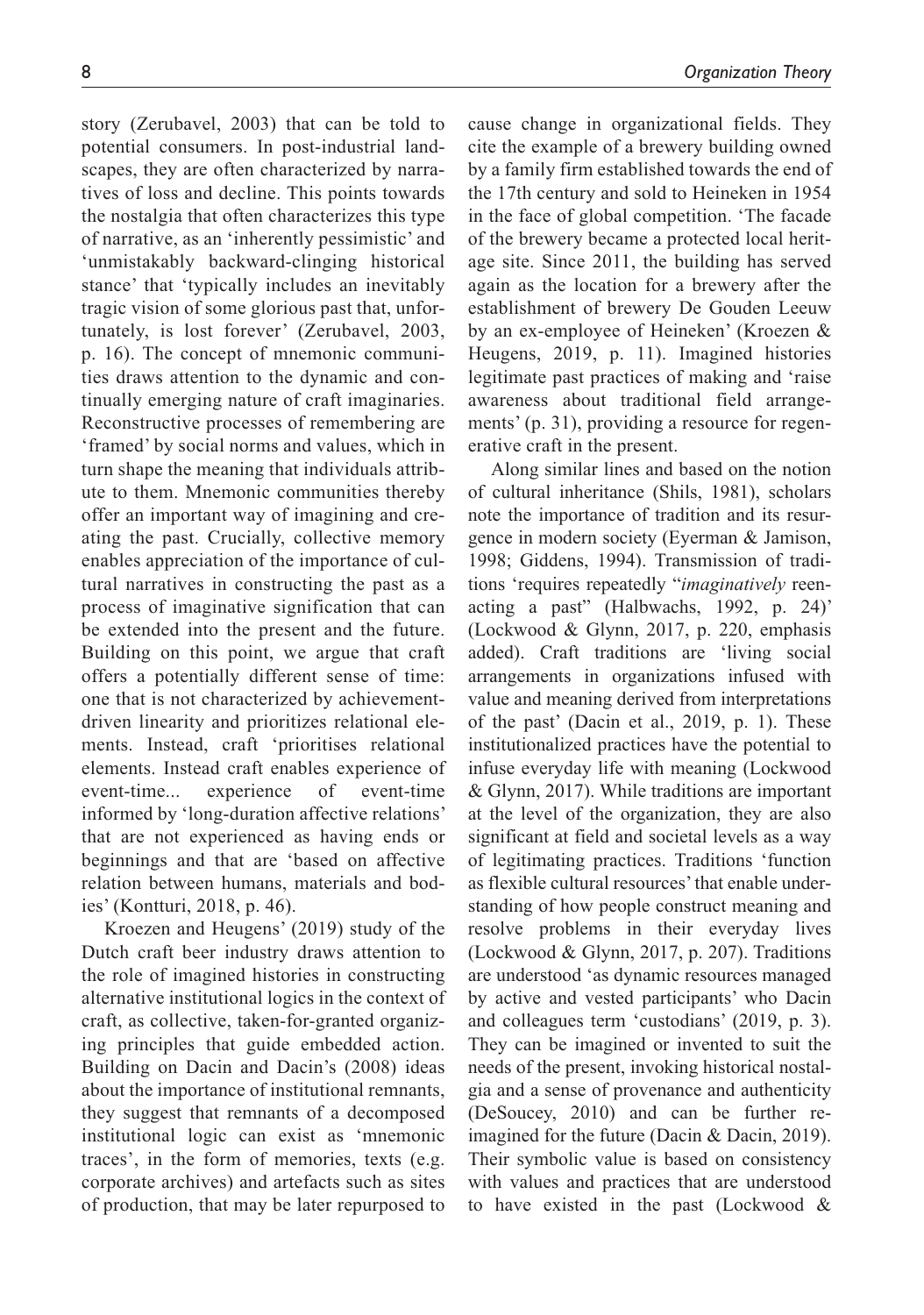story (Zerubavel, 2003) that can be told to potential consumers. In post-industrial landscapes, they are often characterized by narratives of loss and decline. This points towards the nostalgia that often characterizes this type of narrative, as an 'inherently pessimistic' and 'unmistakably backward-clinging historical stance' that 'typically includes an inevitably tragic vision of some glorious past that, unfortunately, is lost forever' (Zerubavel, 2003, p. 16). The concept of mnemonic communities draws attention to the dynamic and continually emerging nature of craft imaginaries. Reconstructive processes of remembering are 'framed' by social norms and values, which in turn shape the meaning that individuals attribute to them. Mnemonic communities thereby offer an important way of imagining and creating the past. Crucially, collective memory enables appreciation of the importance of cultural narratives in constructing the past as a process of imaginative signification that can be extended into the present and the future. Building on this point, we argue that craft offers a potentially different sense of time: one that is not characterized by achievement-driven linearity and prioritizes relational elements. Instead, craft 'prioritises relational elements. Instead craft enables experience of event-time... experience of event-time informed by 'long-duration affective relations' that are not experienced as having ends or beginnings and that are 'based on affective relation between humans, materials and bodies' (Kontturi, 2018, p. 46).

Kroezen and Heugens' (2019) study of the Dutch craft beer industry draws attention to the role of imagined histories in constructing alternative institutional logics in the context of craft, as collective, taken-for-granted organizing principles that guide embedded action. Building on Dacin and Dacin's (2008) ideas about the importance of institutional remnants, they suggest that remnants of a decomposed institutional logic can exist as 'mnemonic traces', in the form of memories, texts (e.g. corporate archives) and artefacts such as sites of production, that may be later repurposed to cause change in organizational fields. They cite the example of a brewery building owned by a family firm established towards the end of the 17th century and sold to Heineken in 1954 in the face of global competition. 'The facade of the brewery became a protected local heritage site. Since 2011, the building has served again as the location for a brewery after the establishment of brewery De Gouden Leeuw by an ex-employee of Heineken' (Kroezen & Heugens, 2019, p. 11). Imagined histories legitimate past practices of making and 'raise awareness about traditional field arrangements' (p. 31), providing a resource for regenerative craft in the present.

Along similar lines and based on the notion of cultural inheritance (Shils, 1981), scholars note the importance of tradition and its resurgence in modern society (Eyerman & Jamison, 1998; Giddens, 1994). Transmission of traditions 'requires repeatedly "*imaginatively* reenacting a past" (Halbwachs, 1992, p. 24)' (Lockwood & Glynn, 2017, p. 220, emphasis added). Craft traditions are 'living social arrangements in organizations infused with value and meaning derived from interpretations of the past' (Dacin et al., 2019, p. 1). These institutionalized practices have the potential to infuse everyday life with meaning (Lockwood & Glynn, 2017). While traditions are important at the level of the organization, they are also significant at field and societal levels as a way of legitimating practices. Traditions 'function as flexible cultural resources' that enable understanding of how people construct meaning and resolve problems in their everyday lives (Lockwood & Glynn, 2017, p. 207). Traditions are understood 'as dynamic resources managed by active and vested participants' who Dacin and colleagues term 'custodians' (2019, p. 3). They can be imagined or invented to suit the needs of the present, invoking historical nostalgia and a sense of provenance and authenticity (DeSoucey, 2010) and can be further re-imagined for the future (Dacin & Dacin, 2019). Their symbolic value is based on consistency with values and practices that are understood to have existed in the past (Lockwood &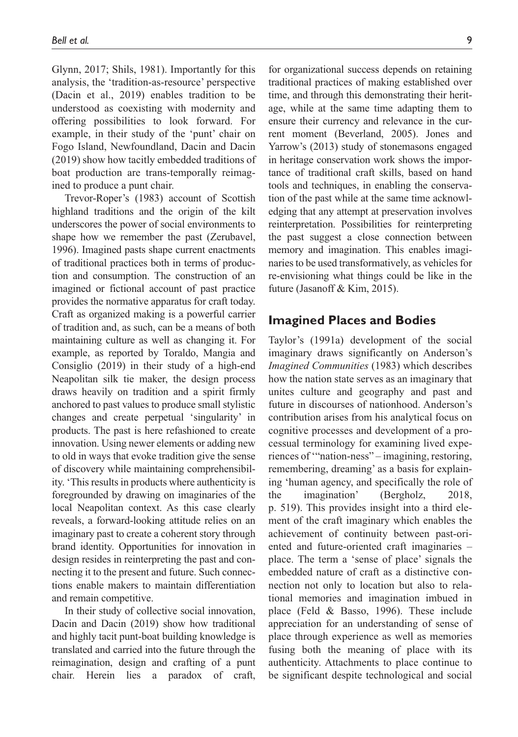Glynn, 2017; Shils, 1981). Importantly for this analysis, the 'tradition-as-resource' perspective (Dacin et al., 2019) enables tradition to be understood as coexisting with modernity and offering possibilities to look forward. For example, in their study of the 'punt' chair on Fogo Island, Newfoundland, Dacin and Dacin (2019) show how tacitly embedded traditions of boat production are trans-temporally reimagined to produce a punt chair.

Trevor-Roper's (1983) account of Scottish highland traditions and the origin of the kilt underscores the power of social environments to shape how we remember the past (Zerubavel, 1996). Imagined pasts shape current enactments of traditional practices both in terms of production and consumption. The construction of an imagined or fictional account of past practice provides the normative apparatus for craft today. Craft as organized making is a powerful carrier of tradition and, as such, can be a means of both maintaining culture as well as changing it. For example, as reported by Toraldo, Mangia and Consiglio (2019) in their study of a high-end Neapolitan silk tie maker, the design process draws heavily on tradition and a spirit firmly anchored to past values to produce small stylistic changes and create perpetual 'singularity' in products. The past is here refashioned to create innovation. Using newer elements or adding new to old in ways that evoke tradition give the sense of discovery while maintaining comprehensibility. 'This results in products where authenticity is foregrounded by drawing on imaginaries of the local Neapolitan context. As this case clearly reveals, a forward-looking attitude relies on an imaginary past to create a coherent story through brand identity. Opportunities for innovation in design resides in reinterpreting the past and connecting it to the present and future. Such connections enable makers to maintain differentiation and remain competitive.

In their study of collective social innovation, Dacin and Dacin (2019) show how traditional and highly tacit punt-boat building knowledge is translated and carried into the future through the reimagination, design and crafting of a punt chair. Herein lies a paradox of craft, for organizational success depends on retaining traditional practices of making established over time, and through this demonstrating their heritage, while at the same time adapting them to ensure their currency and relevance in the current moment (Beverland, 2005). Jones and Yarrow's (2013) study of stonemasons engaged in heritage conservation work shows the importance of traditional craft skills, based on hand tools and techniques, in enabling the conservation of the past while at the same time acknowledging that any attempt at preservation involves reinterpretation. Possibilities for reinterpreting the past suggest a close connection between memory and imagination. This enables imaginaries to be used transformatively, as vehicles for re-envisioning what things could be like in the future (Jasanoff & Kim, 2015).

## Imagined Places and Bodies

Taylor's (1991a) development of the social imaginary draws significantly on Anderson's *Imagined Communities* (1983) which describes how the nation state serves as an imaginary that unites culture and geography and past and future in discourses of nationhood. Anderson's contribution arises from his analytical focus on cognitive processes and development of a processual terminology for examining lived experiences of '"nation-ness" – imagining, restoring, remembering, dreaming' as a basis for explaining 'human agency, and specifically the role of the imagination' (Bergholz, 2018, p. 519). This provides insight into a third element of the craft imaginary which enables the achievement of continuity between past-oriented and future-oriented craft imaginaries – place. The term a 'sense of place' signals the embedded nature of craft as a distinctive connection not only to location but also to relational memories and imagination imbued in place (Feld & Basso, 1996). These include appreciation for an understanding of sense of place through experience as well as memories fusing both the meaning of place with its authenticity. Attachments to place continue to be significant despite technological and social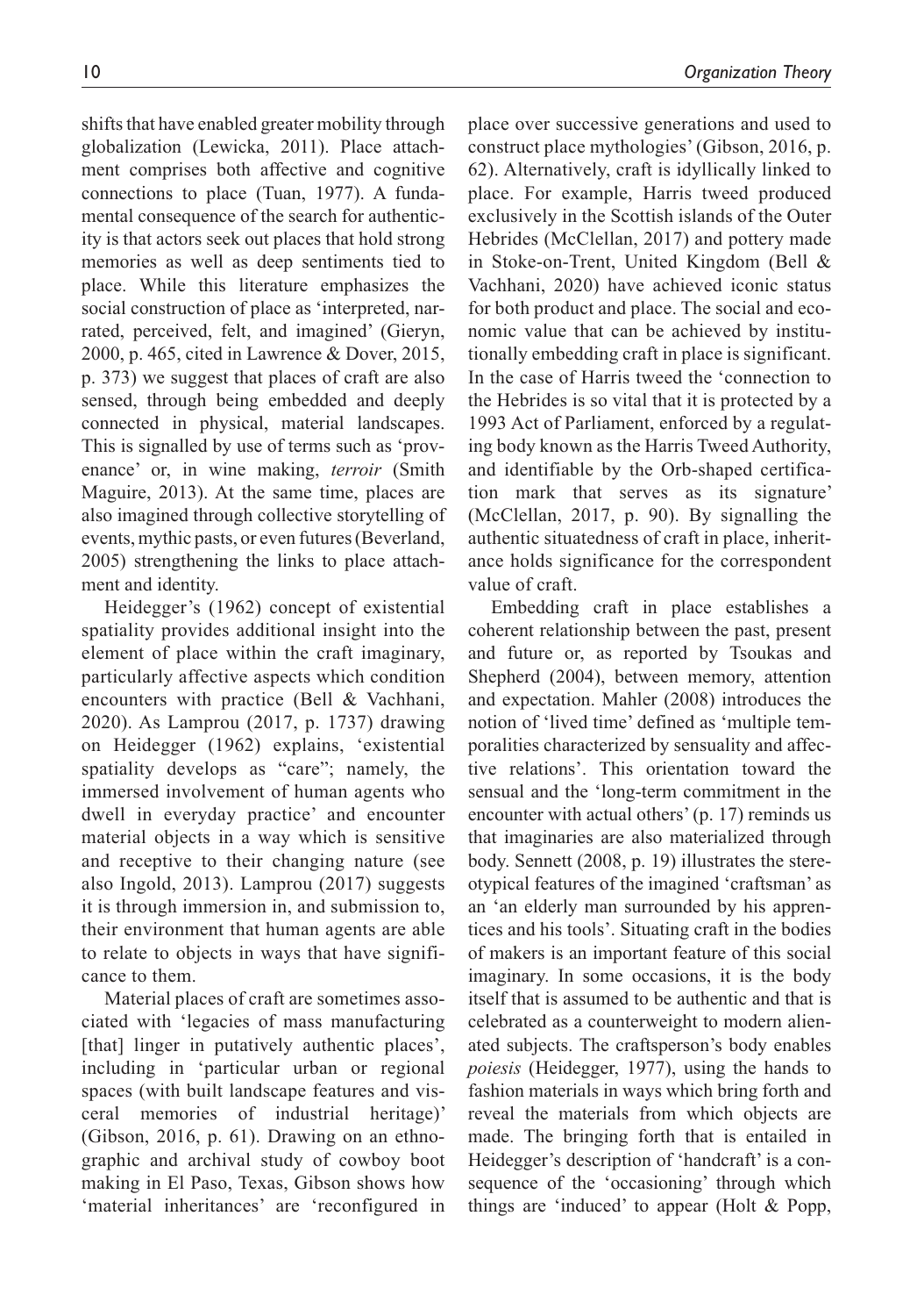shifts that have enabled greater mobility through globalization (Lewicka, 2011). Place attachment comprises both affective and cognitive connections to place (Tuan, 1977). A fundamental consequence of the search for authenticity is that actors seek out places that hold strong memories as well as deep sentiments tied to place. While this literature emphasizes the social construction of place as 'interpreted, narrated, perceived, felt, and imagined' (Gieryn, 2000, p. 465, cited in Lawrence & Dover, 2015, p. 373) we suggest that places of craft are also sensed, through being embedded and deeply connected in physical, material landscapes. This is signalled by use of terms such as 'provenance' or, in wine making, *terroir* (Smith Maguire, 2013). At the same time, places are also imagined through collective storytelling of events, mythic pasts, or even futures (Beverland, 2005) strengthening the links to place attachment and identity.

Heidegger's (1962) concept of existential spatiality provides additional insight into the element of place within the craft imaginary, particularly affective aspects which condition encounters with practice (Bell & Vachhani, 2020). As Lamprou (2017, p. 1737) drawing on Heidegger (1962) explains, 'existential spatiality develops as "care"; namely, the immersed involvement of human agents who dwell in everyday practice' and encounter material objects in a way which is sensitive and receptive to their changing nature (see also Ingold, 2013). Lamprou (2017) suggests it is through immersion in, and submission to, their environment that human agents are able to relate to objects in ways that have significance to them.

Material places of craft are sometimes associated with 'legacies of mass manufacturing [that] linger in putatively authentic places', including in 'particular urban or regional spaces (with built landscape features and visceral memories of industrial heritage)' (Gibson, 2016, p. 61). Drawing on an ethnographic and archival study of cowboy boot making in El Paso, Texas, Gibson shows how 'material inheritances' are 'reconfigured in place over successive generations and used to construct place mythologies' (Gibson, 2016, p. 62). Alternatively, craft is idyllically linked to place. For example, Harris tweed produced exclusively in the Scottish islands of the Outer Hebrides (McClellan, 2017) and pottery made in Stoke-on-Trent, United Kingdom (Bell & Vachhani, 2020) have achieved iconic status for both product and place. The social and economic value that can be achieved by institutionally embedding craft in place is significant. In the case of Harris tweed the 'connection to the Hebrides is so vital that it is protected by a 1993 Act of Parliament, enforced by a regulating body known as the Harris Tweed Authority, and identifiable by the Orb-shaped certification mark that serves as its signature' (McClellan, 2017, p. 90). By signalling the authentic situatedness of craft in place, inheritance holds significance for the correspondent value of craft.

Embedding craft in place establishes a coherent relationship between the past, present and future or, as reported by Tsoukas and Shepherd (2004), between memory, attention and expectation. Mahler (2008) introduces the notion of 'lived time' defined as 'multiple temporalities characterized by sensuality and affective relations'. This orientation toward the sensual and the 'long-term commitment in the encounter with actual others' (p. 17) reminds us that imaginaries are also materialized through body. Sennett (2008, p. 19) illustrates the stereotypical features of the imagined 'craftsman' as an 'an elderly man surrounded by his apprentices and his tools'. Situating craft in the bodies of makers is an important feature of this social imaginary. In some occasions, it is the body itself that is assumed to be authentic and that is celebrated as a counterweight to modern alienated subjects. The craftsperson's body enables *poiesis* (Heidegger, 1977), using the hands to fashion materials in ways which bring forth and reveal the materials from which objects are made. The bringing forth that is entailed in Heidegger's description of 'handcraft' is a consequence of the 'occasioning' through which things are 'induced' to appear (Holt & Popp,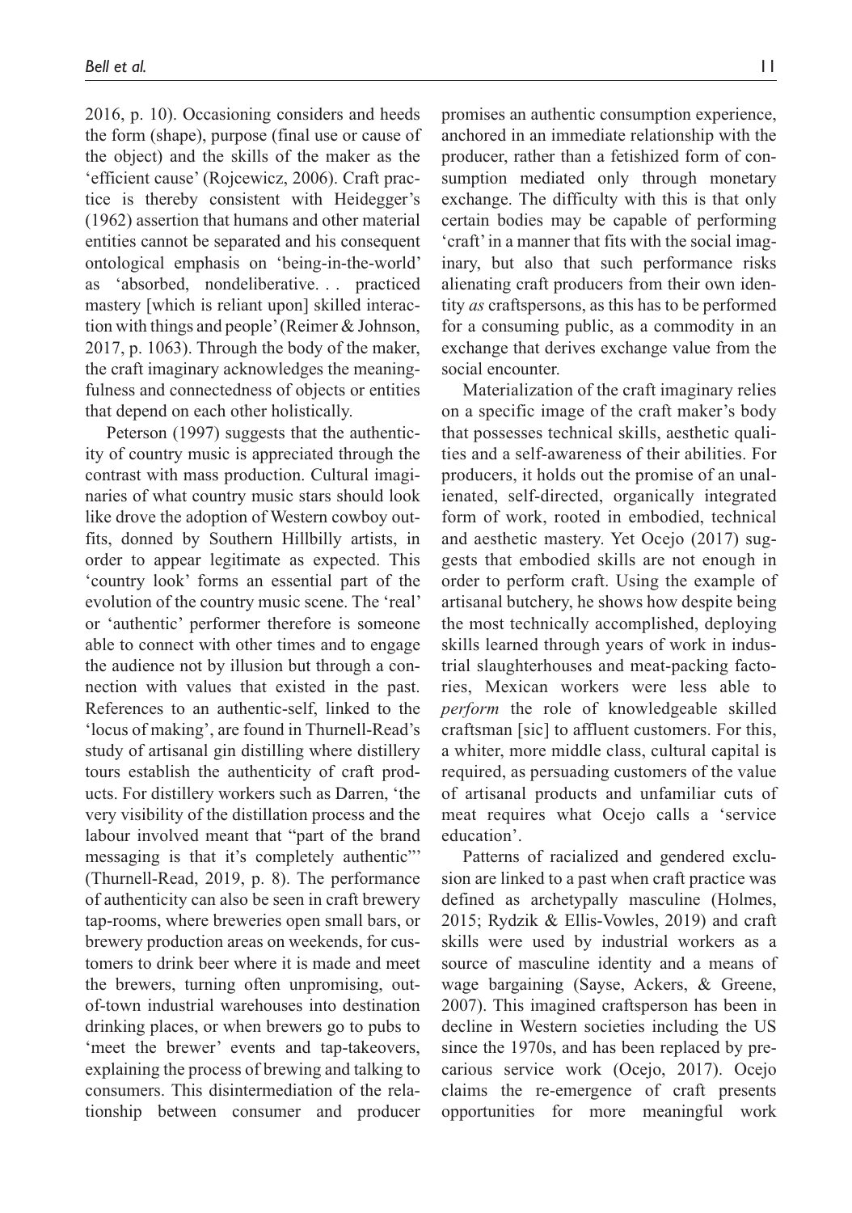2016, p. 10). Occasioning considers and heeds the form (shape), purpose (final use or cause of the object) and the skills of the maker as the 'efficient cause' (Rojcewicz, 2006). Craft practice is thereby consistent with Heidegger's (1962) assertion that humans and other material entities cannot be separated and his consequent ontological emphasis on 'being-in-the-world' as 'absorbed, nondeliberative. . . practiced mastery [which is reliant upon] skilled interaction with things and people' (Reimer & Johnson, 2017, p. 1063). Through the body of the maker, the craft imaginary acknowledges the meaningfulness and connectedness of objects or entities that depend on each other holistically.

Peterson (1997) suggests that the authenticity of country music is appreciated through the contrast with mass production. Cultural imaginaries of what country music stars should look like drove the adoption of Western cowboy outfits, donned by Southern Hillbilly artists, in order to appear legitimate as expected. This 'country look' forms an essential part of the evolution of the country music scene. The 'real' or 'authentic' performer therefore is someone able to connect with other times and to engage the audience not by illusion but through a connection with values that existed in the past. References to an authentic-self, linked to the 'locus of making', are found in Thurnell-Read's study of artisanal gin distilling where distillery tours establish the authenticity of craft products. For distillery workers such as Darren, 'the very visibility of the distillation process and the labour involved meant that "part of the brand messaging is that it's completely authentic"' (Thurnell-Read, 2019, p. 8). The performance of authenticity can also be seen in craft brewery tap-rooms, where breweries open small bars, or brewery production areas on weekends, for customers to drink beer where it is made and meet the brewers, turning often unpromising, out-of-town industrial warehouses into destination drinking places, or when brewers go to pubs to 'meet the brewer' events and tap-takeovers, explaining the process of brewing and talking to consumers. This disintermediation of the relationship between consumer and producer promises an authentic consumption experience, anchored in an immediate relationship with the producer, rather than a fetishized form of consumption mediated only through monetary exchange. The difficulty with this is that only certain bodies may be capable of performing 'craft' in a manner that fits with the social imaginary, but also that such performance risks alienating craft producers from their own identity *as* craftspersons, as this has to be performed for a consuming public, as a commodity in an exchange that derives exchange value from the social encounter.

Materialization of the craft imaginary relies on a specific image of the craft maker's body that possesses technical skills, aesthetic qualities and a self-awareness of their abilities. For producers, it holds out the promise of an unalienated, self-directed, organically integrated form of work, rooted in embodied, technical and aesthetic mastery. Yet Ocejo (2017) suggests that embodied skills are not enough in order to perform craft. Using the example of artisanal butchery, he shows how despite being the most technically accomplished, deploying skills learned through years of work in industrial slaughterhouses and meat-packing factories, Mexican workers were less able to *perform* the role of knowledgeable skilled craftsman [sic] to affluent customers. For this, a whiter, more middle class, cultural capital is required, as persuading customers of the value of artisanal products and unfamiliar cuts of meat requires what Ocejo calls a 'service education'.

Patterns of racialized and gendered exclusion are linked to a past when craft practice was defined as archetypally masculine (Holmes, 2015; Rydzik & Ellis-Vowles, 2019) and craft skills were used by industrial workers as a source of masculine identity and a means of wage bargaining (Sayse, Ackers, & Greene, 2007). This imagined craftsperson has been in decline in Western societies including the US since the 1970s, and has been replaced by precarious service work (Ocejo, 2017). Ocejo claims the re-emergence of craft presents opportunities for more meaningful work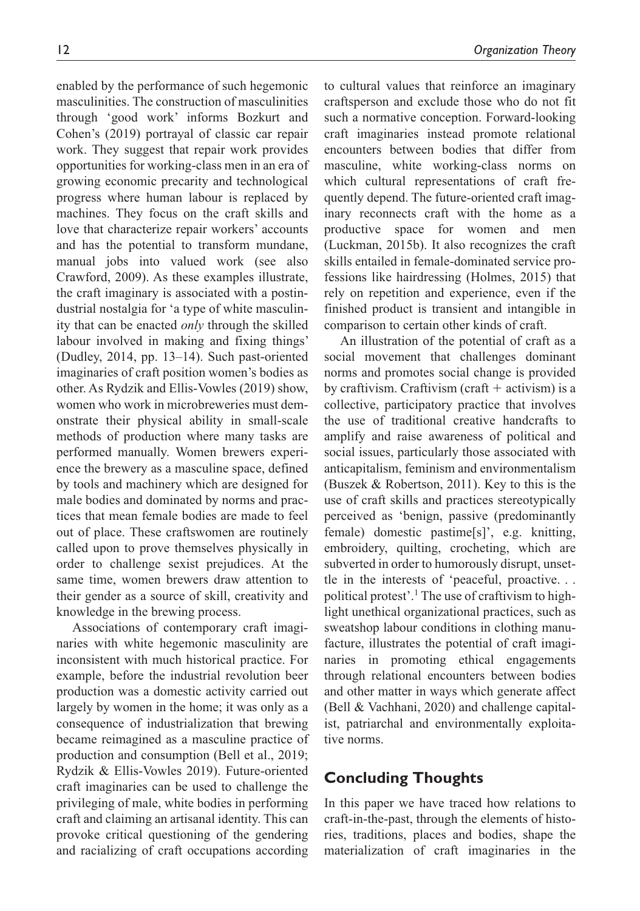enabled by the performance of such hegemonic masculinities. The construction of masculinities through 'good work' informs Bozkurt and Cohen's (2019) portrayal of classic car repair work. They suggest that repair work provides opportunities for working-class men in an era of growing economic precarity and technological progress where human labour is replaced by machines. They focus on the craft skills and love that characterize repair workers' accounts and has the potential to transform mundane, manual jobs into valued work (see also Crawford, 2009). As these examples illustrate, the craft imaginary is associated with a postindustrial nostalgia for 'a type of white masculinity that can be enacted *only* through the skilled labour involved in making and fixing things' (Dudley, 2014, pp. 13–14). Such past-oriented imaginaries of craft position women's bodies as other. As Rydzik and Ellis-Vowles (2019) show, women who work in microbreweries must demonstrate their physical ability in small-scale methods of production where many tasks are performed manually. Women brewers experience the brewery as a masculine space, defined by tools and machinery which are designed for male bodies and dominated by norms and practices that mean female bodies are made to feel out of place. These craftswomen are routinely called upon to prove themselves physically in order to challenge sexist prejudices. At the same time, women brewers draw attention to their gender as a source of skill, creativity and knowledge in the brewing process.

Associations of contemporary craft imaginaries with white hegemonic masculinity are inconsistent with much historical practice. For example, before the industrial revolution beer production was a domestic activity carried out largely by women in the home; it was only as a consequence of industrialization that brewing became reimagined as a masculine practice of production and consumption (Bell et al., 2019; Rydzik & Ellis-Vowles 2019). Future-oriented craft imaginaries can be used to challenge the privileging of male, white bodies in performing craft and claiming an artisanal identity. This can provoke critical questioning of the gendering and racializing of craft occupations according to cultural values that reinforce an imaginary craftsperson and exclude those who do not fit such a normative conception. Forward-looking craft imaginaries instead promote relational encounters between bodies that differ from masculine, white working-class norms on which cultural representations of craft frequently depend. The future-oriented craft imaginary reconnects craft with the home as a productive space for women and men (Luckman, 2015b). It also recognizes the craft skills entailed in female-dominated service professions like hairdressing (Holmes, 2015) that rely on repetition and experience, even if the finished product is transient and intangible in comparison to certain other kinds of craft.

An illustration of the potential of craft as a social movement that challenges dominant norms and promotes social change is provided by craftivism. Craftivism (craft + activism) is a collective, participatory practice that involves the use of traditional creative handcrafts to amplify and raise awareness of political and social issues, particularly those associated with anticapitalism, feminism and environmentalism (Buszek & Robertson, 2011). Key to this is the use of craft skills and practices stereotypically perceived as 'benign, passive (predominantly female) domestic pastime[s]', e.g. knitting, embroidery, quilting, crocheting, which are subverted in order to humorously disrupt, unsettle in the interests of 'peaceful, proactive. . . political protest'.[1] The use of craftivism to highlight unethical organizational practices, such as sweatshop labour conditions in clothing manufacture, illustrates the potential of craft imaginaries in promoting ethical engagements through relational encounters between bodies and other matter in ways which generate affect (Bell & Vachhani, 2020) and challenge capitalist, patriarchal and environmentally exploitative norms.

## Concluding Thoughts

In this paper we have traced how relations to craft-in-the-past, through the elements of histories, traditions, places and bodies, shape the materialization of craft imaginaries in the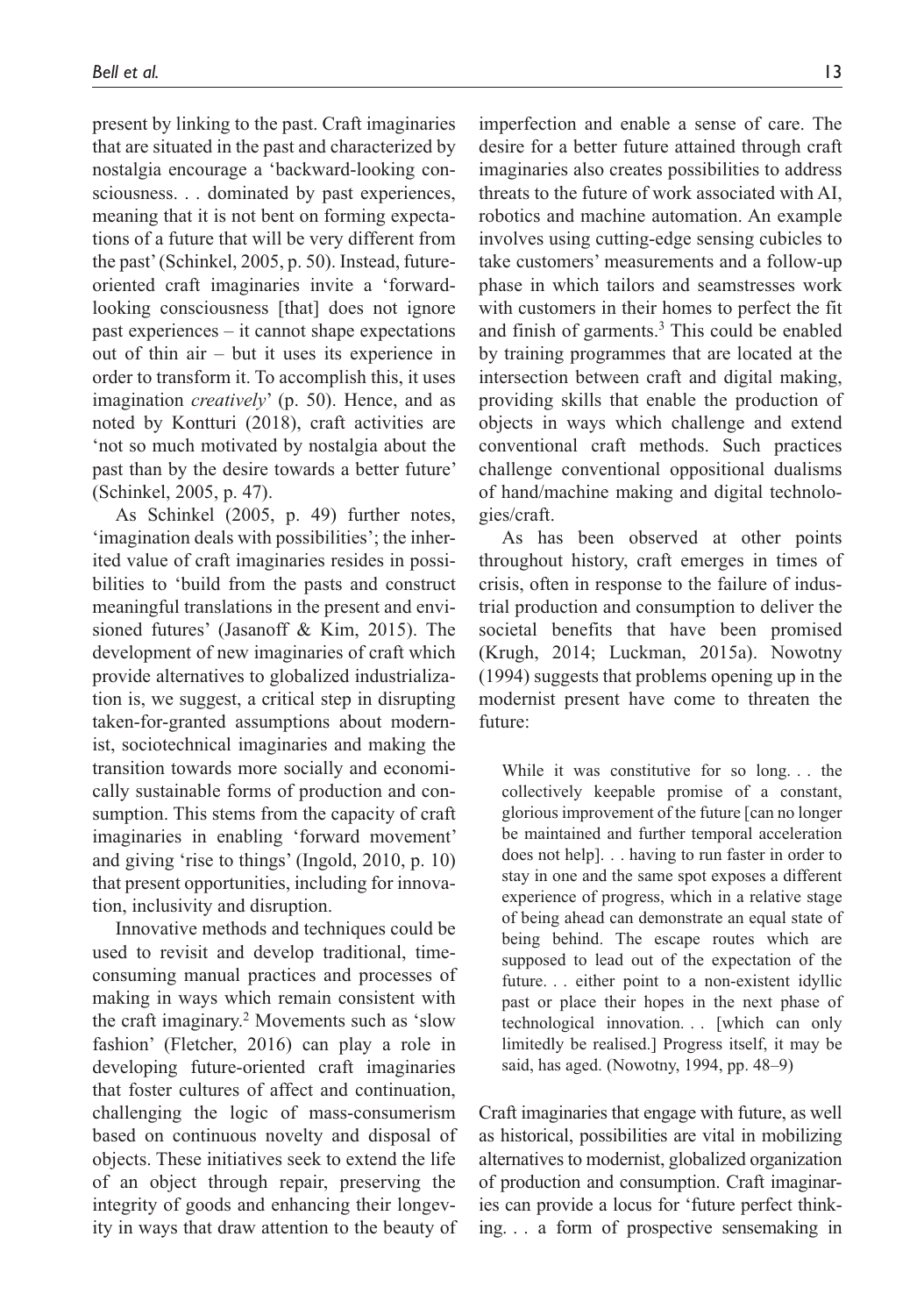present by linking to the past. Craft imaginaries that are situated in the past and characterized by nostalgia encourage a 'backward-looking consciousness. . . dominated by past experiences, meaning that it is not bent on forming expectations of a future that will be very different from the past' (Schinkel, 2005, p. 50). Instead, future-oriented craft imaginaries invite a 'forward-looking consciousness [that] does not ignore past experiences – it cannot shape expectations out of thin air – but it uses its experience in order to transform it. To accomplish this, it uses imagination *creatively*' (p. 50). Hence, and as noted by Kontturi (2018), craft activities are 'not so much motivated by nostalgia about the past than by the desire towards a better future' (Schinkel, 2005, p. 47).

As Schinkel (2005, p. 49) further notes, 'imagination deals with possibilities'; the inherited value of craft imaginaries resides in possibilities to 'build from the pasts and construct meaningful translations in the present and envisioned futures' (Jasanoff & Kim, 2015). The development of new imaginaries of craft which provide alternatives to globalized industrialization is, we suggest, a critical step in disrupting taken-for-granted assumptions about modernist, sociotechnical imaginaries and making the transition towards more socially and economically sustainable forms of production and consumption. This stems from the capacity of craft imaginaries in enabling 'forward movement' and giving 'rise to things' (Ingold, 2010, p. 10) that present opportunities, including for innovation, inclusivity and disruption.

Innovative methods and techniques could be used to revisit and develop traditional, time-consuming manual practices and processes of making in ways which remain consistent with the craft imaginary.[2] Movements such as 'slow fashion' (Fletcher, 2016) can play a role in developing future-oriented craft imaginaries that foster cultures of affect and continuation, challenging the logic of mass-consumerism based on continuous novelty and disposal of objects. These initiatives seek to extend the life of an object through repair, preserving the integrity of goods and enhancing their longevity in ways that draw attention to the beauty of imperfection and enable a sense of care. The desire for a better future attained through craft imaginaries also creates possibilities to address threats to the future of work associated with AI, robotics and machine automation. An example involves using cutting-edge sensing cubicles to take customers' measurements and a follow-up phase in which tailors and seamstresses work with customers in their homes to perfect the fit and finish of garments.[3] This could be enabled by training programmes that are located at the intersection between craft and digital making, providing skills that enable the production of objects in ways which challenge and extend conventional craft methods. Such practices challenge conventional oppositional dualisms of hand/machine making and digital technologies/craft.

As has been observed at other points throughout history, craft emerges in times of crisis, often in response to the failure of industrial production and consumption to deliver the societal benefits that have been promised (Krugh, 2014; Luckman, 2015a). Nowotny (1994) suggests that problems opening up in the modernist present have come to threaten the future:

> While it was constitutive for so long. . . the collectively keepable promise of a constant, glorious improvement of the future [can no longer be maintained and further temporal acceleration does not help]. . . having to run faster in order to stay in one and the same spot exposes a different experience of progress, which in a relative stage of being ahead can demonstrate an equal state of being behind. The escape routes which are supposed to lead out of the expectation of the future. . . either point to a non-existent idyllic past or place their hopes in the next phase of technological innovation. . . [which can only limitedly be realised.] Progress itself, it may be said, has aged. (Nowotny, 1994, pp. 48–9)

Craft imaginaries that engage with future, as well as historical, possibilities are vital in mobilizing alternatives to modernist, globalized organization of production and consumption. Craft imaginaries can provide a locus for 'future perfect thinking. . . a form of prospective sensemaking in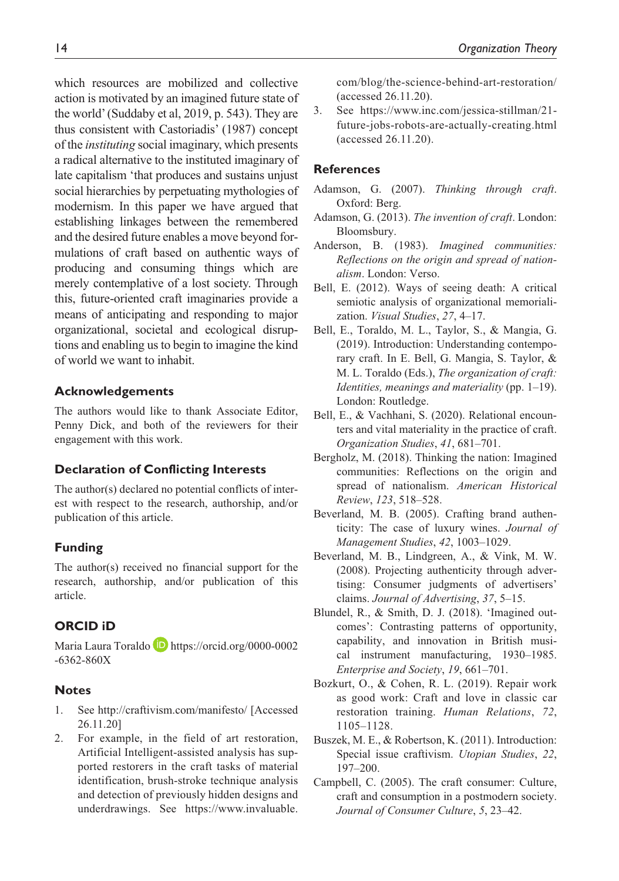which resources are mobilized and collective action is motivated by an imagined future state of the world' (Suddaby et al, 2019, p. 543). They are thus consistent with Castoriadis' (1987) concept of the *instituting* social imaginary, which presents a radical alternative to the instituted imaginary of late capitalism 'that produces and sustains unjust social hierarchies by perpetuating mythologies of modernism. In this paper we have argued that establishing linkages between the remembered and the desired future enables a move beyond formulations of craft based on authentic ways of producing and consuming things which are merely contemplative of a lost society. Through this, future-oriented craft imaginaries provide a means of anticipating and responding to major organizational, societal and ecological disruptions and enabling us to begin to imagine the kind of world we want to inhabit.

## Acknowledgements

The authors would like to thank Associate Editor, Penny Dick, and both of the reviewers for their engagement with this work.

## Declaration of Conflicting Interests

The author(s) declared no potential conflicts of interest with respect to the research, authorship, and/or publication of this article.

## Funding

The author(s) received no financial support for the research, authorship, and/or publication of this article.

## ORCID iD

Maria Laura Toraldo https://orcid.org/0000-0002-6362-860X

## Notes

1. See http://craftivism.com/manifesto/ [Accessed 26.11.20]
2. For example, in the field of art restoration, Artificial Intelligent-assisted analysis has supported restorers in the craft tasks of material identification, brush-stroke technique analysis and detection of previously hidden designs and underdrawings. See https://www.invaluable.com/blog/the-science-behind-art-restoration/ (accessed 26.11.20).
3. See https://www.inc.com/jessica-stillman/21-future-jobs-robots-are-actually-creating.html (accessed 26.11.20).

## References

Adamson, G. (2007). *Thinking through craft*. Oxford: Berg.

Adamson, G. (2013). *The invention of craft*. London: Bloomsbury.

Anderson, B. (1983). *Imagined communities: Reflections on the origin and spread of nationalism*. London: Verso.

Bell, E. (2012). Ways of seeing death: A critical semiotic analysis of organizational memorialization. *Visual Studies*, *27*, 4–17.

Bell, E., Toraldo, M. L., Taylor, S., & Mangia, G. (2019). Introduction: Understanding contemporary craft. In E. Bell, G. Mangia, S. Taylor, & M. L. Toraldo (Eds.), *The organization of craft: Identities, meanings and materiality* (pp. 1–19). London: Routledge.

Bell, E., & Vachhani, S. (2020). Relational encounters and vital materiality in the practice of craft. *Organization Studies*, *41*, 681–701.

Bergholz, M. (2018). Thinking the nation: Imagined communities: Reflections on the origin and spread of nationalism. *American Historical Review*, *123*, 518–528.

Beverland, M. B. (2005). Crafting brand authenticity: The case of luxury wines. *Journal of Management Studies*, *42*, 1003–1029.

Beverland, M. B., Lindgreen, A., & Vink, M. W. (2008). Projecting authenticity through advertising: Consumer judgments of advertisers' claims. *Journal of Advertising*, *37*, 5–15.

Blundel, R., & Smith, D. J. (2018). 'Imagined outcomes': Contrasting patterns of opportunity, capability, and innovation in British musical instrument manufacturing, 1930–1985. *Enterprise and Society*, *19*, 661–701.

Bozkurt, O., & Cohen, R. L. (2019). Repair work as good work: Craft and love in classic car restoration training. *Human Relations*, *72*, 1105–1128.

Buszek, M. E., & Robertson, K. (2011). Introduction: Special issue craftivism. *Utopian Studies*, *22*, 197–200.

Campbell, C. (2005). The craft consumer: Culture, craft and consumption in a postmodern society. *Journal of Consumer Culture*, *5*, 23–42.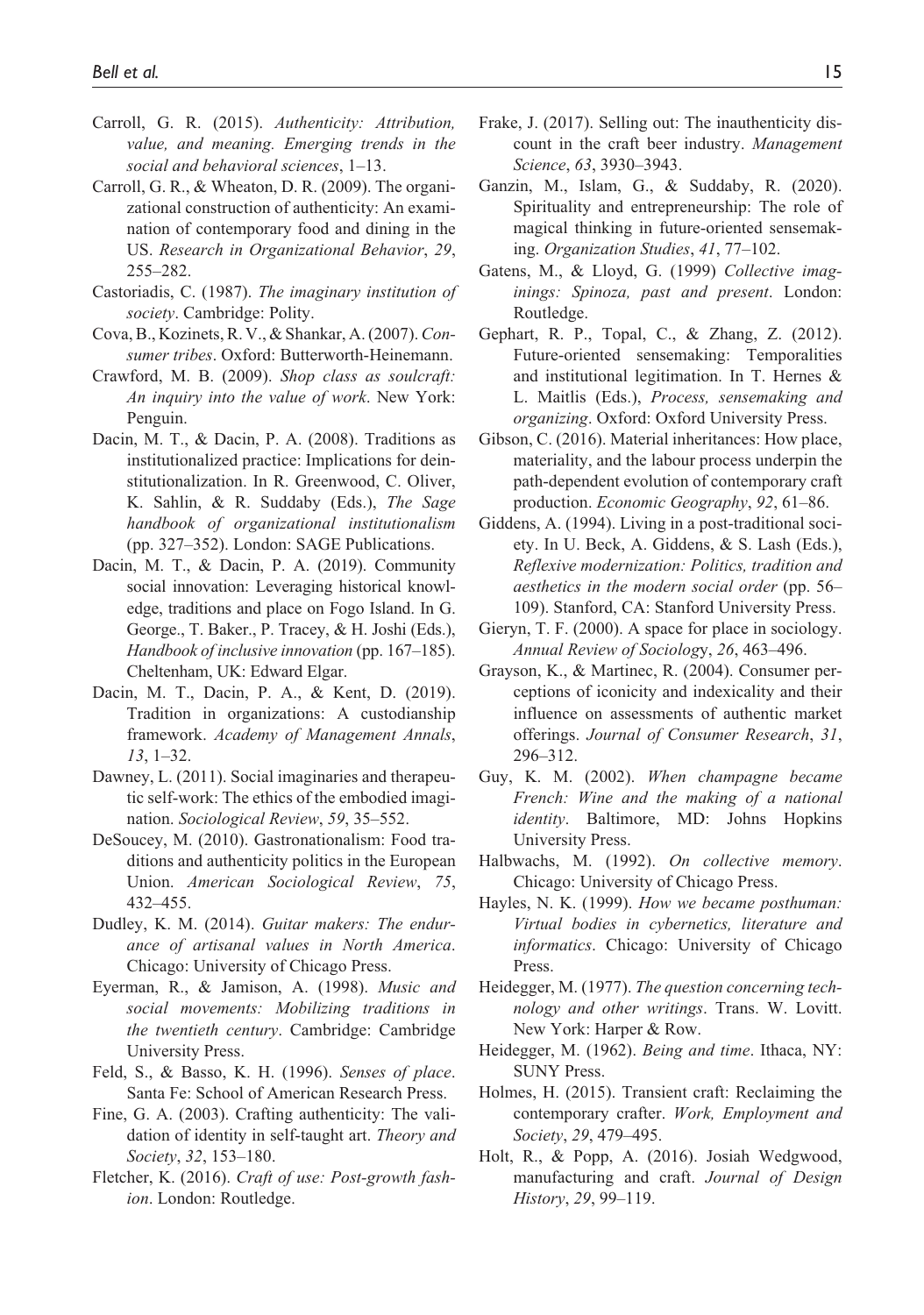Carroll, G. R. (2015). *Authenticity: Attribution, value, and meaning. Emerging trends in the social and behavioral sciences*, 1–13.

Carroll, G. R., & Wheaton, D. R. (2009). The organizational construction of authenticity: An examination of contemporary food and dining in the US. *Research in Organizational Behavior*, *29*, 255–282.

Castoriadis, C. (1987). *The imaginary institution of society*. Cambridge: Polity.

Cova, B., Kozinets, R. V., & Shankar, A. (2007). *Consumer tribes*. Oxford: Butterworth-Heinemann.

Crawford, M. B. (2009). *Shop class as soulcraft: An inquiry into the value of work*. New York: Penguin.

Dacin, M. T., & Dacin, P. A. (2008). Traditions as institutionalized practice: Implications for deinstitutionalization. In R. Greenwood, C. Oliver, K. Sahlin, & R. Suddaby (Eds.), *The Sage handbook of organizational institutionalism* (pp. 327–352). London: SAGE Publications.

Dacin, M. T., & Dacin, P. A. (2019). Community social innovation: Leveraging historical knowledge, traditions and place on Fogo Island. In G. George., T. Baker., P. Tracey, & H. Joshi (Eds.), *Handbook of inclusive innovation* (pp. 167–185). Cheltenham, UK: Edward Elgar.

Dacin, M. T., Dacin, P. A., & Kent, D. (2019). Tradition in organizations: A custodianship framework. *Academy of Management Annals*, *13*, 1–32.

Dawney, L. (2011). Social imaginaries and therapeutic self-work: The ethics of the embodied imagination. *Sociological Review*, *59*, 35–552.

DeSoucey, M. (2010). Gastronationalism: Food traditions and authenticity politics in the European Union. *American Sociological Review*, *75*, 432–455.

Dudley, K. M. (2014). *Guitar makers: The endurance of artisanal values in North America*. Chicago: University of Chicago Press.

Eyerman, R., & Jamison, A. (1998). *Music and social movements: Mobilizing traditions in the twentieth century*. Cambridge: Cambridge University Press.

Feld, S., & Basso, K. H. (1996). *Senses of place*. Santa Fe: School of American Research Press.

Fine, G. A. (2003). Crafting authenticity: The validation of identity in self-taught art. *Theory and Society*, *32*, 153–180.

Fletcher, K. (2016). *Craft of use: Post-growth fashion*. London: Routledge.

Frake, J. (2017). Selling out: The inauthenticity discount in the craft beer industry. *Management Science*, *63*, 3930–3943.

Ganzin, M., Islam, G., & Suddaby, R. (2020). Spirituality and entrepreneurship: The role of magical thinking in future-oriented sensemaking. *Organization Studies*, *41*, 77–102.

Gatens, M., & Lloyd, G. (1999) *Collective imaginings: Spinoza, past and present*. London: Routledge.

Gephart, R. P., Topal, C., & Zhang, Z. (2012). Future-oriented sensemaking: Temporalities and institutional legitimation. In T. Hernes & L. Maitlis (Eds.), *Process, sensemaking and organizing*. Oxford: Oxford University Press.

Gibson, C. (2016). Material inheritances: How place, materiality, and the labour process underpin the path-dependent evolution of contemporary craft production. *Economic Geography*, *92*, 61–86.

Giddens, A. (1994). Living in a post-traditional society. In U. Beck, A. Giddens, & S. Lash (Eds.), *Reflexive modernization: Politics, tradition and aesthetics in the modern social order* (pp. 56–109). Stanford, CA: Stanford University Press.

Gieryn, T. F. (2000). A space for place in sociology. *Annual Review of Sociology*, *26*, 463–496.

Grayson, K., & Martinec, R. (2004). Consumer perceptions of iconicity and indexicality and their influence on assessments of authentic market offerings. *Journal of Consumer Research*, *31*, 296–312.

Guy, K. M. (2002). *When champagne became French: Wine and the making of a national identity*. Baltimore, MD: Johns Hopkins University Press.

Halbwachs, M. (1992). *On collective memory*. Chicago: University of Chicago Press.

Hayles, N. K. (1999). *How we became posthuman: Virtual bodies in cybernetics, literature and informatics*. Chicago: University of Chicago Press.

Heidegger, M. (1977). *The question concerning technology and other writings*. Trans. W. Lovitt. New York: Harper & Row.

Heidegger, M. (1962). *Being and time*. Ithaca, NY: SUNY Press.

Holmes, H. (2015). Transient craft: Reclaiming the contemporary crafter. *Work, Employment and Society*, *29*, 479–495.

Holt, R., & Popp, A. (2016). Josiah Wedgwood, manufacturing and craft. *Journal of Design History*, *29*, 99–119.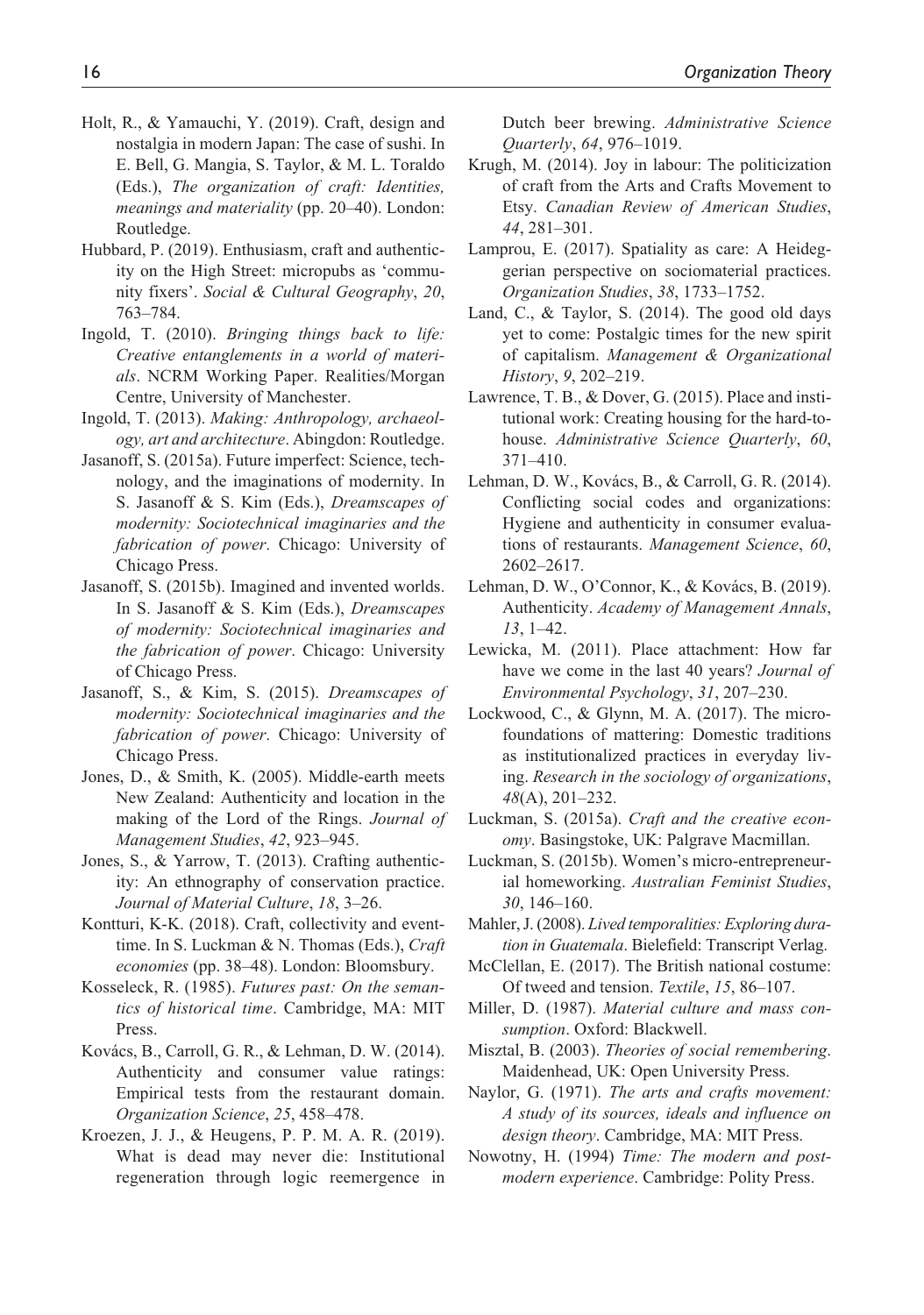Holt, R., & Yamauchi, Y. (2019). Craft, design and nostalgia in modern Japan: The case of sushi. In E. Bell, G. Mangia, S. Taylor, & M. L. Toraldo (Eds.), *The organization of craft: Identities, meanings and materiality* (pp. 20–40). London: Routledge.

Hubbard, P. (2019). Enthusiasm, craft and authenticity on the High Street: micropubs as 'community fixers'. *Social & Cultural Geography*, *20*, 763–784.

Ingold, T. (2010). *Bringing things back to life: Creative entanglements in a world of materials*. NCRM Working Paper. Realities/Morgan Centre, University of Manchester.

Ingold, T. (2013). *Making: Anthropology, archaeology, art and architecture*. Abingdon: Routledge.

Jasanoff, S. (2015a). Future imperfect: Science, technology, and the imaginations of modernity. In S. Jasanoff & S. Kim (Eds.), *Dreamscapes of modernity: Sociotechnical imaginaries and the fabrication of power*. Chicago: University of Chicago Press.

Jasanoff, S. (2015b). Imagined and invented worlds. In S. Jasanoff & S. Kim (Eds.), *Dreamscapes of modernity: Sociotechnical imaginaries and the fabrication of power*. Chicago: University of Chicago Press.

Jasanoff, S., & Kim, S. (2015). *Dreamscapes of modernity: Sociotechnical imaginaries and the fabrication of power*. Chicago: University of Chicago Press.

Jones, D., & Smith, K. (2005). Middle-earth meets New Zealand: Authenticity and location in the making of the Lord of the Rings. *Journal of Management Studies*, *42*, 923–945.

Jones, S., & Yarrow, T. (2013). Crafting authenticity: An ethnography of conservation practice. *Journal of Material Culture*, *18*, 3–26.

Kontturi, K-K. (2018). Craft, collectivity and event-time. In S. Luckman & N. Thomas (Eds.), *Craft economies* (pp. 38–48). London: Bloomsbury.

Kosseleck, R. (1985). *Futures past: On the semantics of historical time*. Cambridge, MA: MIT Press.

Kovács, B., Carroll, G. R., & Lehman, D. W. (2014). Authenticity and consumer value ratings: Empirical tests from the restaurant domain. *Organization Science*, *25*, 458–478.

Kroezen, J. J., & Heugens, P. P. M. A. R. (2019). What is dead may never die: Institutional regeneration through logic reemergence in Dutch beer brewing. *Administrative Science Quarterly*, *64*, 976–1019.

Krugh, M. (2014). Joy in labour: The politicization of craft from the Arts and Crafts Movement to Etsy. *Canadian Review of American Studies*, *44*, 281–301.

Lamprou, E. (2017). Spatiality as care: A Heideggerian perspective on sociomaterial practices. *Organization Studies*, *38*, 1733–1752.

Land, C., & Taylor, S. (2014). The good old days yet to come: Postalgic times for the new spirit of capitalism. *Management & Organizational History*, *9*, 202–219.

Lawrence, T. B., & Dover, G. (2015). Place and institutional work: Creating housing for the hard-to-house. *Administrative Science Quarterly*, *60*, 371–410.

Lehman, D. W., Kovács, B., & Carroll, G. R. (2014). Conflicting social codes and organizations: Hygiene and authenticity in consumer evaluations of restaurants. *Management Science*, *60*, 2602–2617.

Lehman, D. W., O'Connor, K., & Kovács, B. (2019). Authenticity. *Academy of Management Annals*, *13*, 1–42.

Lewicka, M. (2011). Place attachment: How far have we come in the last 40 years? *Journal of Environmental Psychology*, *31*, 207–230.

Lockwood, C., & Glynn, M. A. (2017). The microfoundations of mattering: Domestic traditions as institutionalized practices in everyday living. *Research in the sociology of organizations*, *48*(A), 201–232.

Luckman, S. (2015a). *Craft and the creative economy*. Basingstoke, UK: Palgrave Macmillan.

Luckman, S. (2015b). Women's micro-entrepreneurial homeworking. *Australian Feminist Studies*, *30*, 146–160.

Mahler, J. (2008). *Lived temporalities: Exploring duration in Guatemala*. Bielefeld: Transcript Verlag.

McClellan, E. (2017). The British national costume: Of tweed and tension. *Textile*, *15*, 86–107.

Miller, D. (1987). *Material culture and mass consumption*. Oxford: Blackwell.

Misztal, B. (2003). *Theories of social remembering*. Maidenhead, UK: Open University Press.

Naylor, G. (1971). *The arts and crafts movement: A study of its sources, ideals and influence on design theory*. Cambridge, MA: MIT Press.

Nowotny, H. (1994) *Time: The modern and postmodern experience*. Cambridge: Polity Press.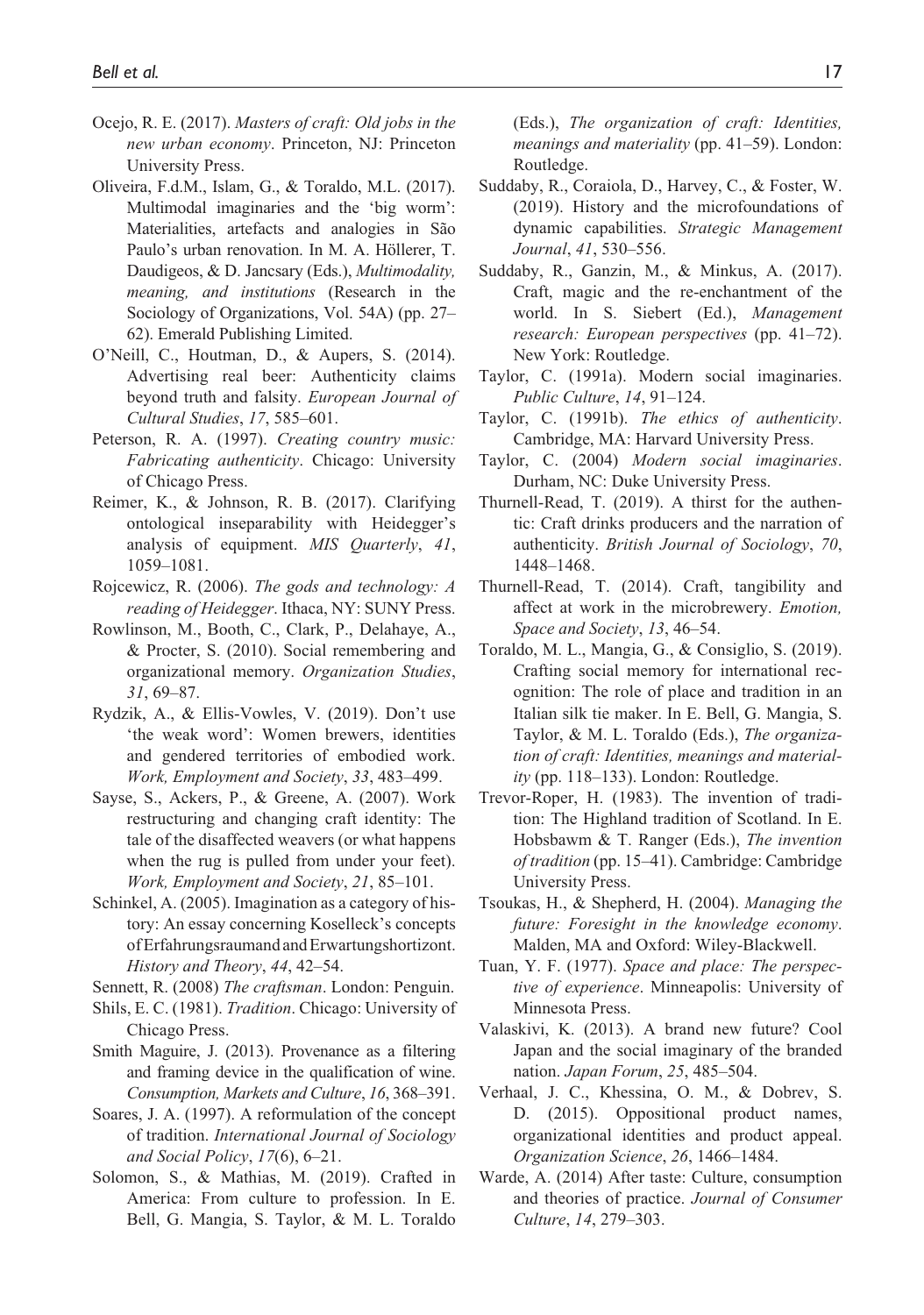Ocejo, R. E. (2017). *Masters of craft: Old jobs in the new urban economy*. Princeton, NJ: Princeton University Press.

Oliveira, F.d.M., Islam, G., & Toraldo, M.L. (2017). Multimodal imaginaries and the 'big worm': Materialities, artefacts and analogies in São Paulo's urban renovation. In M. A. Höllerer, T. Daudigeos, & D. Jancsary (Eds.), *Multimodality, meaning, and institutions* (Research in the Sociology of Organizations, Vol. 54A) (pp. 27–62). Emerald Publishing Limited.

O'Neill, C., Houtman, D., & Aupers, S. (2014). Advertising real beer: Authenticity claims beyond truth and falsity. *European Journal of Cultural Studies*, *17*, 585–601.

Peterson, R. A. (1997). *Creating country music: Fabricating authenticity*. Chicago: University of Chicago Press.

Reimer, K., & Johnson, R. B. (2017). Clarifying ontological inseparability with Heidegger's analysis of equipment. *MIS Quarterly*, *41*, 1059–1081.

Rojcewicz, R. (2006). *The gods and technology: A reading of Heidegger*. Ithaca, NY: SUNY Press.

Rowlinson, M., Booth, C., Clark, P., Delahaye, A., & Procter, S. (2010). Social remembering and organizational memory. *Organization Studies*, *31*, 69–87.

Rydzik, A., & Ellis-Vowles, V. (2019). Don't use 'the weak word': Women brewers, identities and gendered territories of embodied work. *Work, Employment and Society*, *33*, 483–499.

Sayse, S., Ackers, P., & Greene, A. (2007). Work restructuring and changing craft identity: The tale of the disaffected weavers (or what happens when the rug is pulled from under your feet). *Work, Employment and Society*, *21*, 85–101.

Schinkel, A. (2005). Imagination as a category of history: An essay concerning Koselleck's concepts of Erfahrungsraum and Erwartungshorizont. *History and Theory*, *44*, 42–54.

Sennett, R. (2008) *The craftsman*. London: Penguin.

Shils, E. C. (1981). *Tradition*. Chicago: University of Chicago Press.

Smith Maguire, J. (2013). Provenance as a filtering and framing device in the qualification of wine. *Consumption, Markets and Culture*, *16*, 368–391.

Soares, J. A. (1997). A reformulation of the concept of tradition. *International Journal of Sociology and Social Policy*, *17*(6), 6–21.

Solomon, S., & Mathias, M. (2019). Crafted in America: From culture to profession. In E. Bell, G. Mangia, S. Taylor, & M. L. Toraldo (Eds.), *The organization of craft: Identities, meanings and materiality* (pp. 41–59). London: Routledge.

Suddaby, R., Coraiola, D., Harvey, C., & Foster, W. (2019). History and the microfoundations of dynamic capabilities. *Strategic Management Journal*, *41*, 530–556.

Suddaby, R., Ganzin, M., & Minkus, A. (2017). Craft, magic and the re-enchantment of the world. In S. Siebert (Ed.), *Management research: European perspectives* (pp. 41–72). New York: Routledge.

Taylor, C. (1991a). Modern social imaginaries. *Public Culture*, *14*, 91–124.

Taylor, C. (1991b). *The ethics of authenticity*. Cambridge, MA: Harvard University Press.

Taylor, C. (2004) *Modern social imaginaries*. Durham, NC: Duke University Press.

Thurnell-Read, T. (2019). A thirst for the authentic: Craft drinks producers and the narration of authenticity. *British Journal of Sociology*, *70*, 1448–1468.

Thurnell-Read, T. (2014). Craft, tangibility and affect at work in the microbrewery. *Emotion, Space and Society*, *13*, 46–54.

Toraldo, M. L., Mangia, G., & Consiglio, S. (2019). Crafting social memory for international recognition: The role of place and tradition in an Italian silk tie maker. In E. Bell, G. Mangia, S. Taylor, & M. L. Toraldo (Eds.), *The organization of craft: Identities, meanings and materiality* (pp. 118–133). London: Routledge.

Trevor-Roper, H. (1983). The invention of tradition: The Highland tradition of Scotland. In E. Hobsbawm & T. Ranger (Eds.), *The invention of tradition* (pp. 15–41). Cambridge: Cambridge University Press.

Tsoukas, H., & Shepherd, H. (2004). *Managing the future: Foresight in the knowledge economy*. Malden, MA and Oxford: Wiley-Blackwell.

Tuan, Y. F. (1977). *Space and place: The perspective of experience*. Minneapolis: University of Minnesota Press.

Valaskivi, K. (2013). A brand new future? Cool Japan and the social imaginary of the branded nation. *Japan Forum*, *25*, 485–504.

Verhaal, J. C., Khessina, O. M., & Dobrev, S. D. (2015). Oppositional product names, organizational identities and product appeal. *Organization Science*, *26*, 1466–1484.

Warde, A. (2014) After taste: Culture, consumption and theories of practice. *Journal of Consumer Culture*, *14*, 279–303.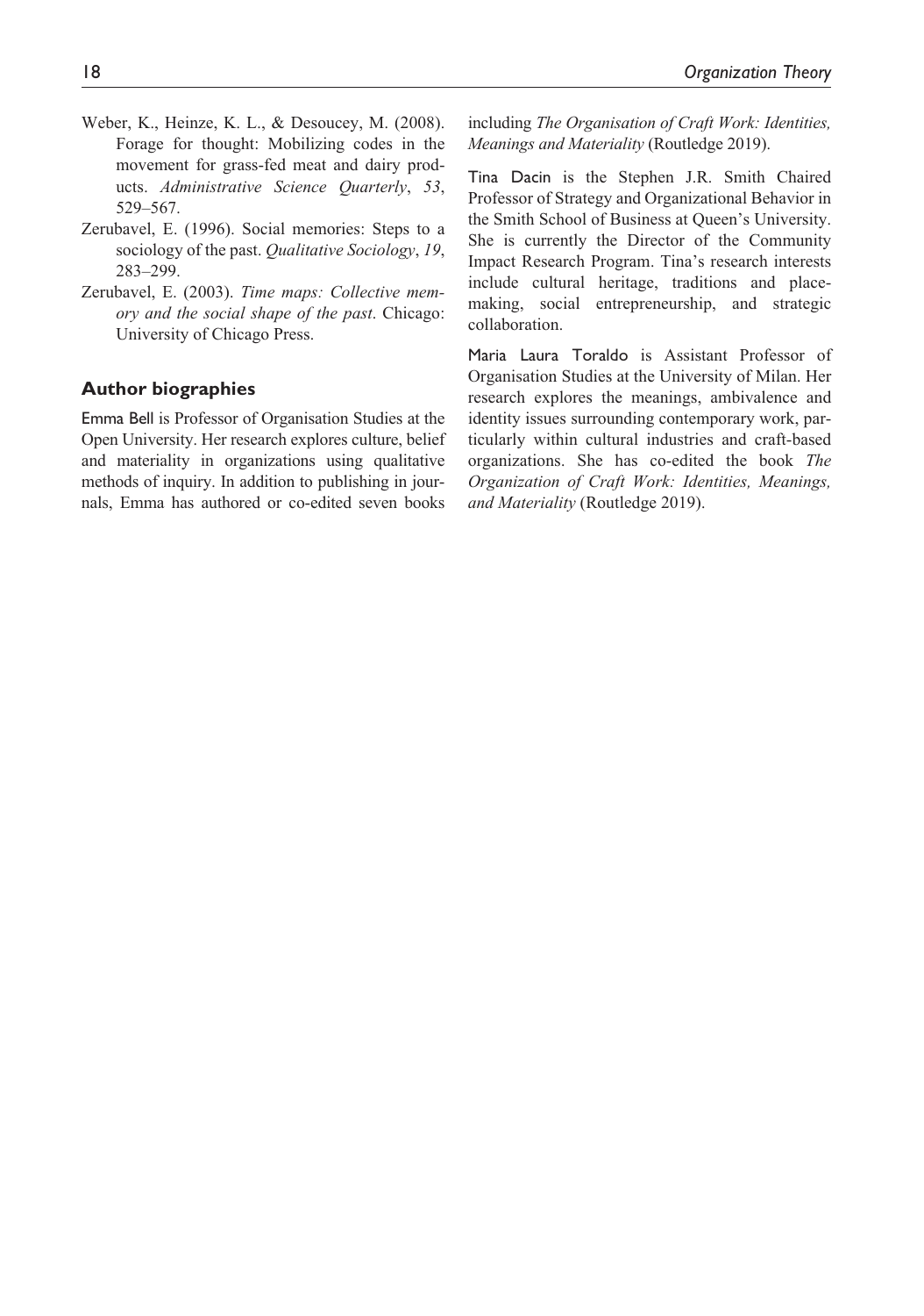Weber, K., Heinze, K. L., & Desoucey, M. (2008). Forage for thought: Mobilizing codes in the movement for grass-fed meat and dairy products. *Administrative Science Quarterly*, *53*, 529–567.

Zerubavel, E. (1996). Social memories: Steps to a sociology of the past. *Qualitative Sociology*, *19*, 283–299.

Zerubavel, E. (2003). *Time maps: Collective memory and the social shape of the past*. Chicago: University of Chicago Press.

## Author biographies

Emma Bell is Professor of Organisation Studies at the Open University. Her research explores culture, belief and materiality in organizations using qualitative methods of inquiry. In addition to publishing in journals, Emma has authored or co-edited seven books including *The Organisation of Craft Work: Identities, Meanings and Materiality* (Routledge 2019).

Tina Dacin is the Stephen J.R. Smith Chaired Professor of Strategy and Organizational Behavior in the Smith School of Business at Queen's University. She is currently the Director of the Community Impact Research Program. Tina's research interests include cultural heritage, traditions and place-making, social entrepreneurship, and strategic collaboration.

Maria Laura Toraldo is Assistant Professor of Organisation Studies at the University of Milan. Her research explores the meanings, ambivalence and identity issues surrounding contemporary work, particularly within cultural industries and craft-based organizations. She has co-edited the book *The Organization of Craft Work: Identities, Meanings, and Materiality* (Routledge 2019).